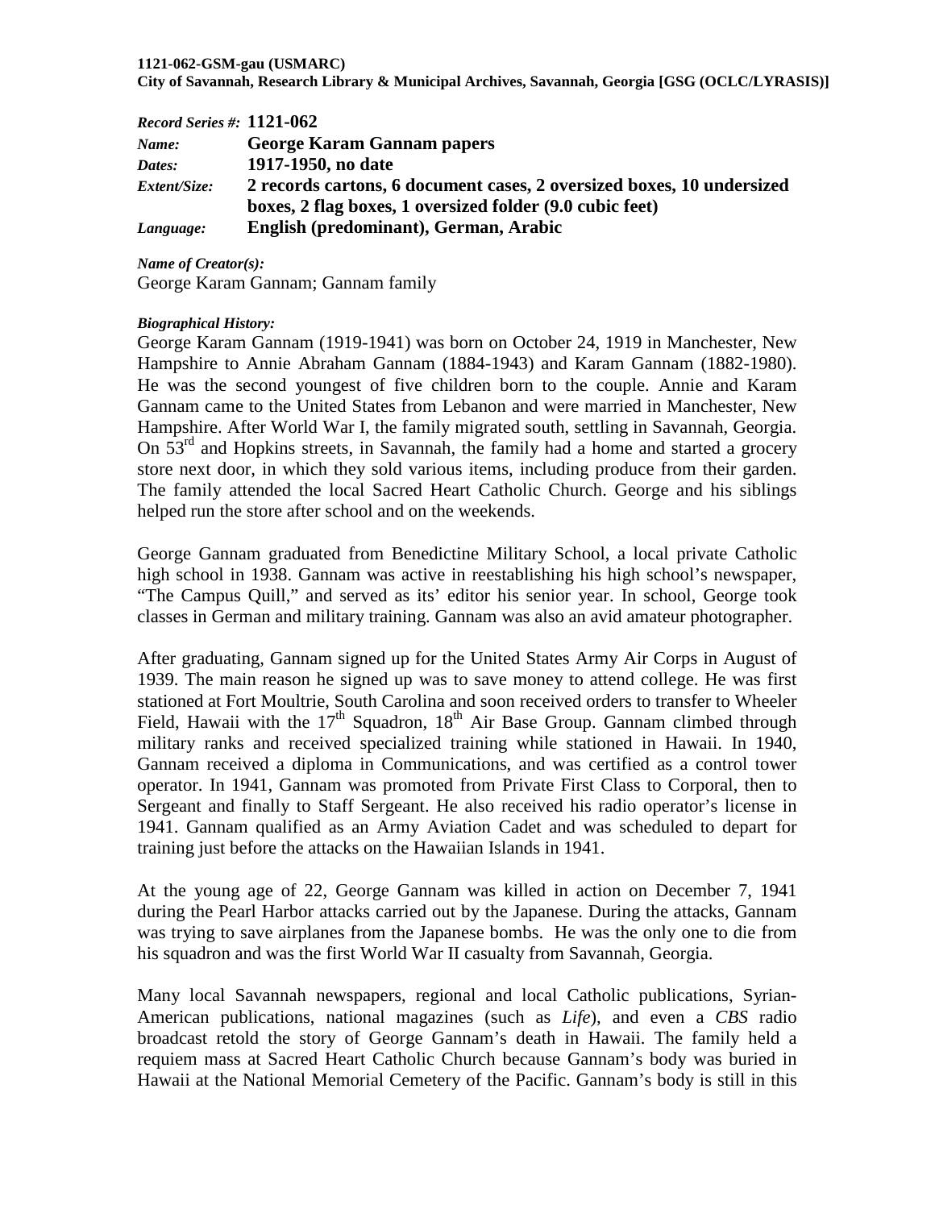**1121-062-GSM-gau (USMARC)**
**City of Savannah, Research Library & Municipal Archives, Savannah, Georgia [GSG (OCLC/LYRASIS)]**

| | |
|---|---|
| ***Record Series #:*** | **1121-062** |
| ***Name:*** | **George Karam Gannam papers** |
| ***Dates:*** | **1917-1950, no date** |
| ***Extent/Size:*** | **2 records cartons, 6 document cases, 2 oversized boxes, 10 undersized boxes, 2 flag boxes, 1 oversized folder (9.0 cubic feet)** |
| ***Language:*** | **English (predominant), German, Arabic** |

***Name of Creator(s):***
George Karam Gannam; Gannam family

***Biographical History:***
George Karam Gannam (1919-1941) was born on October 24, 1919 in Manchester, New Hampshire to Annie Abraham Gannam (1884-1943) and Karam Gannam (1882-1980). He was the second youngest of five children born to the couple. Annie and Karam Gannam came to the United States from Lebanon and were married in Manchester, New Hampshire. After World War I, the family migrated south, settling in Savannah, Georgia. On 53rd and Hopkins streets, in Savannah, the family had a home and started a grocery store next door, in which they sold various items, including produce from their garden. The family attended the local Sacred Heart Catholic Church. George and his siblings helped run the store after school and on the weekends.

George Gannam graduated from Benedictine Military School, a local private Catholic high school in 1938. Gannam was active in reestablishing his high school's newspaper, "The Campus Quill," and served as its' editor his senior year. In school, George took classes in German and military training. Gannam was also an avid amateur photographer.

After graduating, Gannam signed up for the United States Army Air Corps in August of 1939. The main reason he signed up was to save money to attend college. He was first stationed at Fort Moultrie, South Carolina and soon received orders to transfer to Wheeler Field, Hawaii with the 17th Squadron, 18th Air Base Group. Gannam climbed through military ranks and received specialized training while stationed in Hawaii. In 1940, Gannam received a diploma in Communications, and was certified as a control tower operator. In 1941, Gannam was promoted from Private First Class to Corporal, then to Sergeant and finally to Staff Sergeant. He also received his radio operator's license in 1941. Gannam qualified as an Army Aviation Cadet and was scheduled to depart for training just before the attacks on the Hawaiian Islands in 1941.

At the young age of 22, George Gannam was killed in action on December 7, 1941 during the Pearl Harbor attacks carried out by the Japanese. During the attacks, Gannam was trying to save airplanes from the Japanese bombs. He was the only one to die from his squadron and was the first World War II casualty from Savannah, Georgia.

Many local Savannah newspapers, regional and local Catholic publications, Syrian-American publications, national magazines (such as *Life*), and even a *CBS* radio broadcast retold the story of George Gannam's death in Hawaii. The family held a requiem mass at Sacred Heart Catholic Church because Gannam's body was buried in Hawaii at the National Memorial Cemetery of the Pacific. Gannam's body is still in this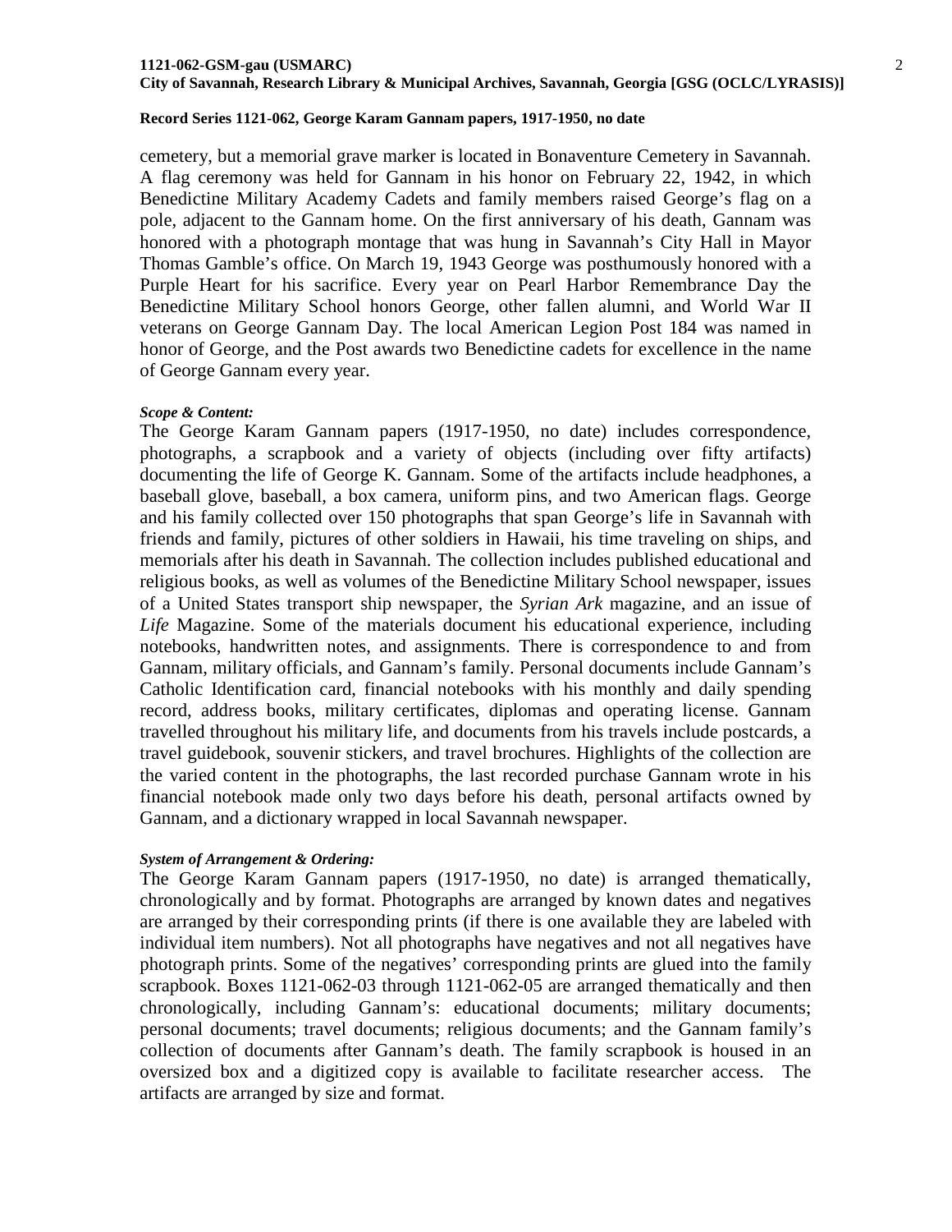cemetery, but a memorial grave marker is located in Bonaventure Cemetery in Savannah. A flag ceremony was held for Gannam in his honor on February 22, 1942, in which Benedictine Military Academy Cadets and family members raised George's flag on a pole, adjacent to the Gannam home. On the first anniversary of his death, Gannam was honored with a photograph montage that was hung in Savannah's City Hall in Mayor Thomas Gamble's office. On March 19, 1943 George was posthumously honored with a Purple Heart for his sacrifice. Every year on Pearl Harbor Remembrance Day the Benedictine Military School honors George, other fallen alumni, and World War II veterans on George Gannam Day. The local American Legion Post 184 was named in honor of George, and the Post awards two Benedictine cadets for excellence in the name of George Gannam every year.

***Scope & Content:***

The George Karam Gannam papers (1917-1950, no date) includes correspondence, photographs, a scrapbook and a variety of objects (including over fifty artifacts) documenting the life of George K. Gannam. Some of the artifacts include headphones, a baseball glove, baseball, a box camera, uniform pins, and two American flags. George and his family collected over 150 photographs that span George's life in Savannah with friends and family, pictures of other soldiers in Hawaii, his time traveling on ships, and memorials after his death in Savannah. The collection includes published educational and religious books, as well as volumes of the Benedictine Military School newspaper, issues of a United States transport ship newspaper, the *Syrian Ark* magazine, and an issue of *Life* Magazine. Some of the materials document his educational experience, including notebooks, handwritten notes, and assignments. There is correspondence to and from Gannam, military officials, and Gannam's family. Personal documents include Gannam's Catholic Identification card, financial notebooks with his monthly and daily spending record, address books, military certificates, diplomas and operating license. Gannam travelled throughout his military life, and documents from his travels include postcards, a travel guidebook, souvenir stickers, and travel brochures. Highlights of the collection are the varied content in the photographs, the last recorded purchase Gannam wrote in his financial notebook made only two days before his death, personal artifacts owned by Gannam, and a dictionary wrapped in local Savannah newspaper.

***System of Arrangement & Ordering:***

The George Karam Gannam papers (1917-1950, no date) is arranged thematically, chronologically and by format. Photographs are arranged by known dates and negatives are arranged by their corresponding prints (if there is one available they are labeled with individual item numbers). Not all photographs have negatives and not all negatives have photograph prints. Some of the negatives' corresponding prints are glued into the family scrapbook. Boxes 1121-062-03 through 1121-062-05 are arranged thematically and then chronologically, including Gannam's: educational documents; military documents; personal documents; travel documents; religious documents; and the Gannam family's collection of documents after Gannam's death. The family scrapbook is housed in an oversized box and a digitized copy is available to facilitate researcher access. The artifacts are arranged by size and format.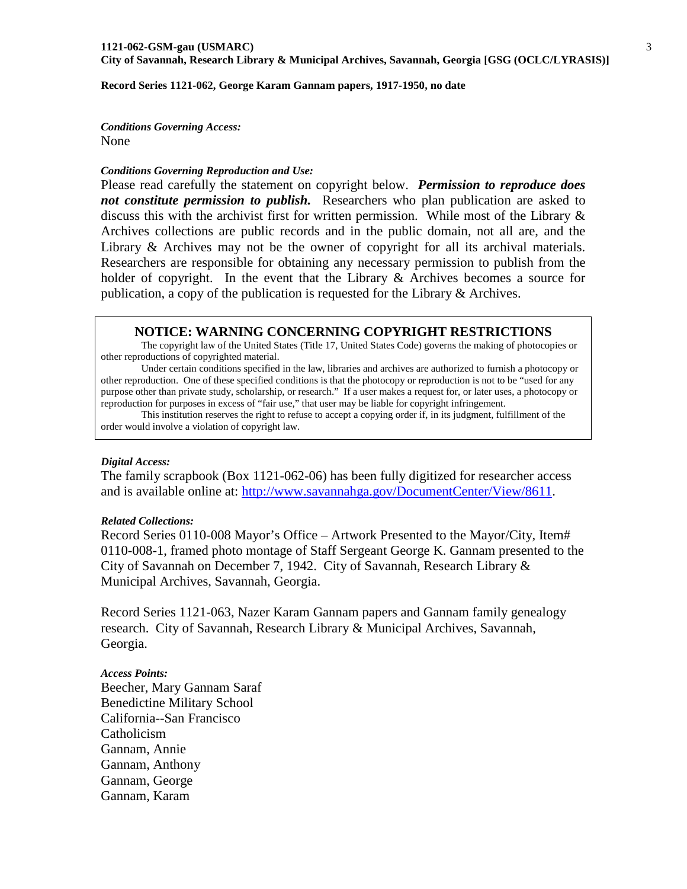***Conditions Governing Access:***
None

***Conditions Governing Reproduction and Use:***
Please read carefully the statement on copyright below. ***Permission to reproduce does not constitute permission to publish.*** Researchers who plan publication are asked to discuss this with the archivist first for written permission. While most of the Library & Archives collections are public records and in the public domain, not all are, and the Library & Archives may not be the owner of copyright for all its archival materials. Researchers are responsible for obtaining any necessary permission to publish from the holder of copyright. In the event that the Library & Archives becomes a source for publication, a copy of the publication is requested for the Library & Archives.

> **NOTICE: WARNING CONCERNING COPYRIGHT RESTRICTIONS**
>
> The copyright law of the United States (Title 17, United States Code) governs the making of photocopies or other reproductions of copyrighted material.
>
> Under certain conditions specified in the law, libraries and archives are authorized to furnish a photocopy or other reproduction. One of these specified conditions is that the photocopy or reproduction is not to be "used for any purpose other than private study, scholarship, or research." If a user makes a request for, or later uses, a photocopy or reproduction for purposes in excess of "fair use," that user may be liable for copyright infringement.
>
> This institution reserves the right to refuse to accept a copying order if, in its judgment, fulfillment of the order would involve a violation of copyright law.

***Digital Access:***
The family scrapbook (Box 1121-062-06) has been fully digitized for researcher access and is available online at: [http://www.savannahga.gov/DocumentCenter/View/8611](http://www.savannahga.gov/DocumentCenter/View/8611).

***Related Collections:***
Record Series 0110-008 Mayor's Office – Artwork Presented to the Mayor/City, Item# 0110-008-1, framed photo montage of Staff Sergeant George K. Gannam presented to the City of Savannah on December 7, 1942. City of Savannah, Research Library & Municipal Archives, Savannah, Georgia.

Record Series 1121-063, Nazer Karam Gannam papers and Gannam family genealogy research. City of Savannah, Research Library & Municipal Archives, Savannah, Georgia.

***Access Points:***
Beecher, Mary Gannam Saraf
Benedictine Military School
California--San Francisco
Catholicism
Gannam, Annie
Gannam, Anthony
Gannam, George
Gannam, Karam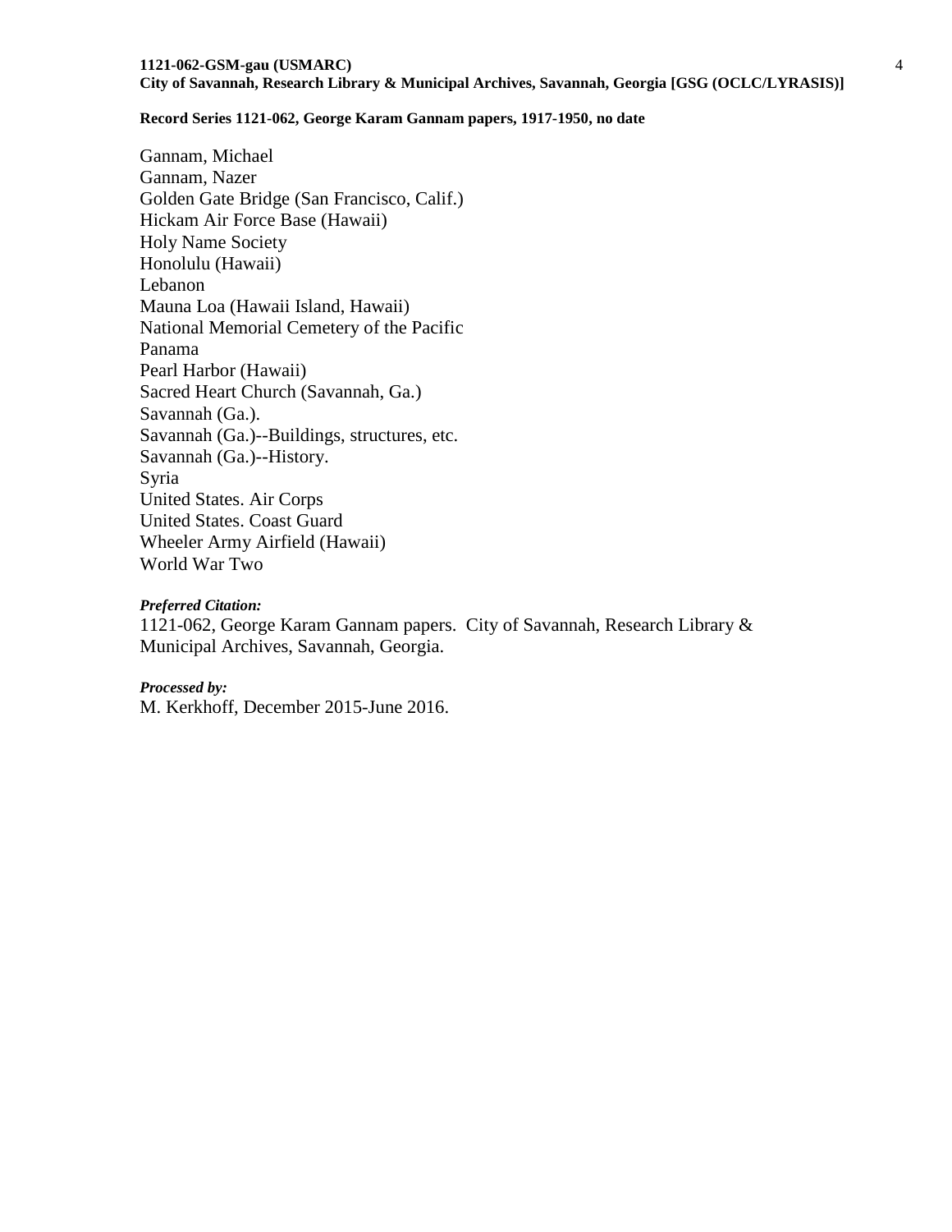Gannam, Michael
Gannam, Nazer
Golden Gate Bridge (San Francisco, Calif.)
Hickam Air Force Base (Hawaii)
Holy Name Society
Honolulu (Hawaii)
Lebanon
Mauna Loa (Hawaii Island, Hawaii)
National Memorial Cemetery of the Pacific
Panama
Pearl Harbor (Hawaii)
Sacred Heart Church (Savannah, Ga.)
Savannah (Ga.).
Savannah (Ga.)--Buildings, structures, etc.
Savannah (Ga.)--History.
Syria
United States. Air Corps
United States. Coast Guard
Wheeler Army Airfield (Hawaii)
World War Two

***Preferred Citation:***
1121-062, George Karam Gannam papers. City of Savannah, Research Library & Municipal Archives, Savannah, Georgia.

***Processed by:***
M. Kerkhoff, December 2015-June 2016.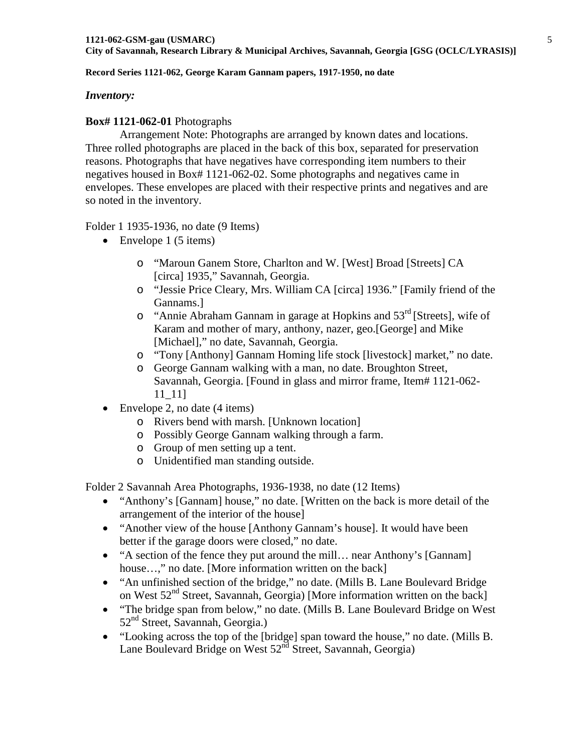**Record Series 1121-062, George Karam Gannam papers, 1917-1950, no date**

### *Inventory:*

**Box# 1121-062-01** Photographs

Arrangement Note: Photographs are arranged by known dates and locations. Three rolled photographs are placed in the back of this box, separated for preservation reasons. Photographs that have negatives have corresponding item numbers to their negatives housed in Box# 1121-062-02. Some photographs and negatives came in envelopes. These envelopes are placed with their respective prints and negatives and are so noted in the inventory.

Folder 1 1935-1936, no date (9 Items)

- Envelope 1 (5 items)
  - "Maroun Ganem Store, Charlton and W. [West] Broad [Streets] CA [circa] 1935," Savannah, Georgia.
  - "Jessie Price Cleary, Mrs. William CA [circa] 1936." [Family friend of the Gannams.]
  - "Annie Abraham Gannam in garage at Hopkins and 53rd [Streets], wife of Karam and mother of mary, anthony, nazer, geo.[George] and Mike [Michael]," no date, Savannah, Georgia.
  - "Tony [Anthony] Gannam Homing life stock [livestock] market," no date.
  - George Gannam walking with a man, no date. Broughton Street, Savannah, Georgia. [Found in glass and mirror frame, Item# 1121-062-11_11]
- Envelope 2, no date (4 items)
  - Rivers bend with marsh. [Unknown location]
  - Possibly George Gannam walking through a farm.
  - Group of men setting up a tent.
  - Unidentified man standing outside.

Folder 2 Savannah Area Photographs, 1936-1938, no date (12 Items)

- "Anthony's [Gannam] house," no date. [Written on the back is more detail of the arrangement of the interior of the house]
- "Another view of the house [Anthony Gannam's house]. It would have been better if the garage doors were closed," no date.
- "A section of the fence they put around the mill… near Anthony's [Gannam] house…," no date. [More information written on the back]
- "An unfinished section of the bridge," no date. (Mills B. Lane Boulevard Bridge on West 52nd Street, Savannah, Georgia) [More information written on the back]
- "The bridge span from below," no date. (Mills B. Lane Boulevard Bridge on West 52nd Street, Savannah, Georgia.)
- "Looking across the top of the [bridge] span toward the house," no date. (Mills B. Lane Boulevard Bridge on West 52nd Street, Savannah, Georgia)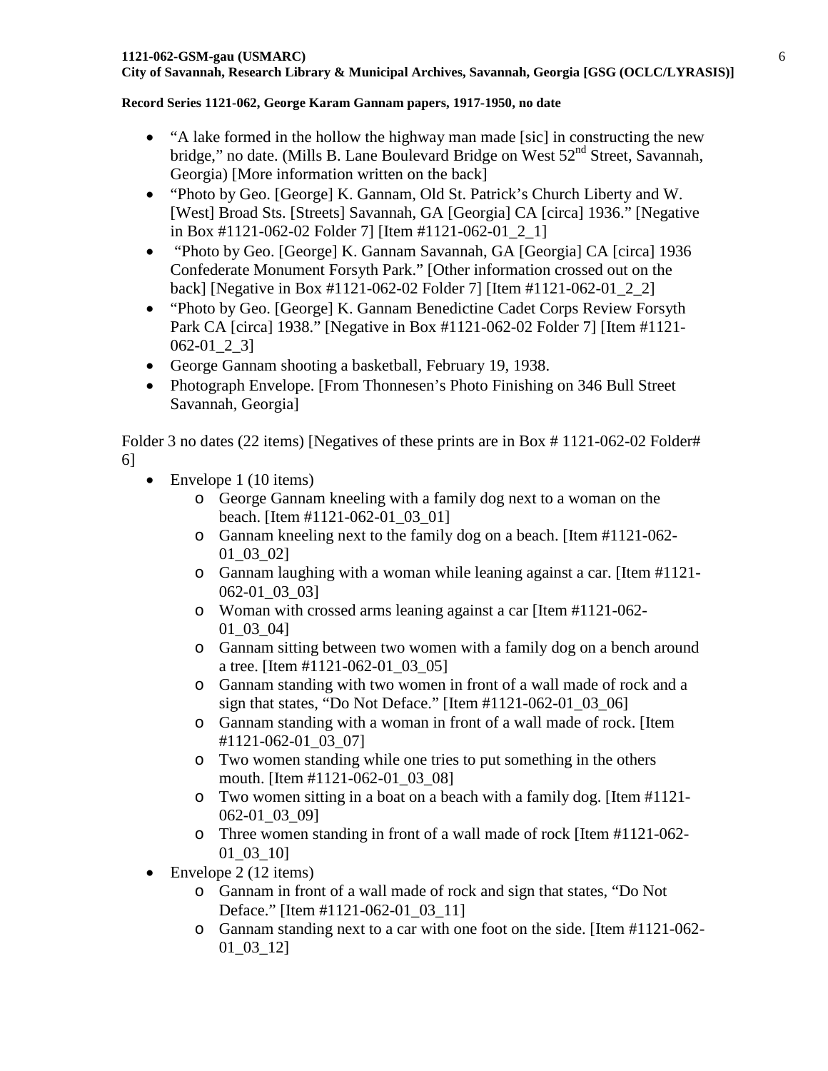- "A lake formed in the hollow the highway man made [sic] in constructing the new bridge," no date. (Mills B. Lane Boulevard Bridge on West 52nd Street, Savannah, Georgia) [More information written on the back]
- "Photo by Geo. [George] K. Gannam, Old St. Patrick's Church Liberty and W. [West] Broad Sts. [Streets] Savannah, GA [Georgia] CA [circa] 1936." [Negative in Box #1121-062-02 Folder 7] [Item #1121-062-01_2_1]
- "Photo by Geo. [George] K. Gannam Savannah, GA [Georgia] CA [circa] 1936 Confederate Monument Forsyth Park." [Other information crossed out on the back] [Negative in Box #1121-062-02 Folder 7] [Item #1121-062-01_2_2]
- "Photo by Geo. [George] K. Gannam Benedictine Cadet Corps Review Forsyth Park CA [circa] 1938." [Negative in Box #1121-062-02 Folder 7] [Item #1121-062-01_2_3]
- George Gannam shooting a basketball, February 19, 1938.
- Photograph Envelope. [From Thonnesen's Photo Finishing on 346 Bull Street Savannah, Georgia]

Folder 3 no dates (22 items) [Negatives of these prints are in Box # 1121-062-02 Folder# 6]

- Envelope 1 (10 items)
  - George Gannam kneeling with a family dog next to a woman on the beach. [Item #1121-062-01_03_01]
  - Gannam kneeling next to the family dog on a beach. [Item #1121-062-01_03_02]
  - Gannam laughing with a woman while leaning against a car. [Item #1121-062-01_03_03]
  - Woman with crossed arms leaning against a car [Item #1121-062-01_03_04]
  - Gannam sitting between two women with a family dog on a bench around a tree. [Item #1121-062-01_03_05]
  - Gannam standing with two women in front of a wall made of rock and a sign that states, "Do Not Deface." [Item #1121-062-01_03_06]
  - Gannam standing with a woman in front of a wall made of rock. [Item #1121-062-01_03_07]
  - Two women standing while one tries to put something in the others mouth. [Item #1121-062-01_03_08]
  - Two women sitting in a boat on a beach with a family dog. [Item #1121-062-01_03_09]
  - Three women standing in front of a wall made of rock [Item #1121-062-01_03_10]
- Envelope 2 (12 items)
  - Gannam in front of a wall made of rock and sign that states, "Do Not Deface." [Item #1121-062-01_03_11]
  - Gannam standing next to a car with one foot on the side. [Item #1121-062-01_03_12]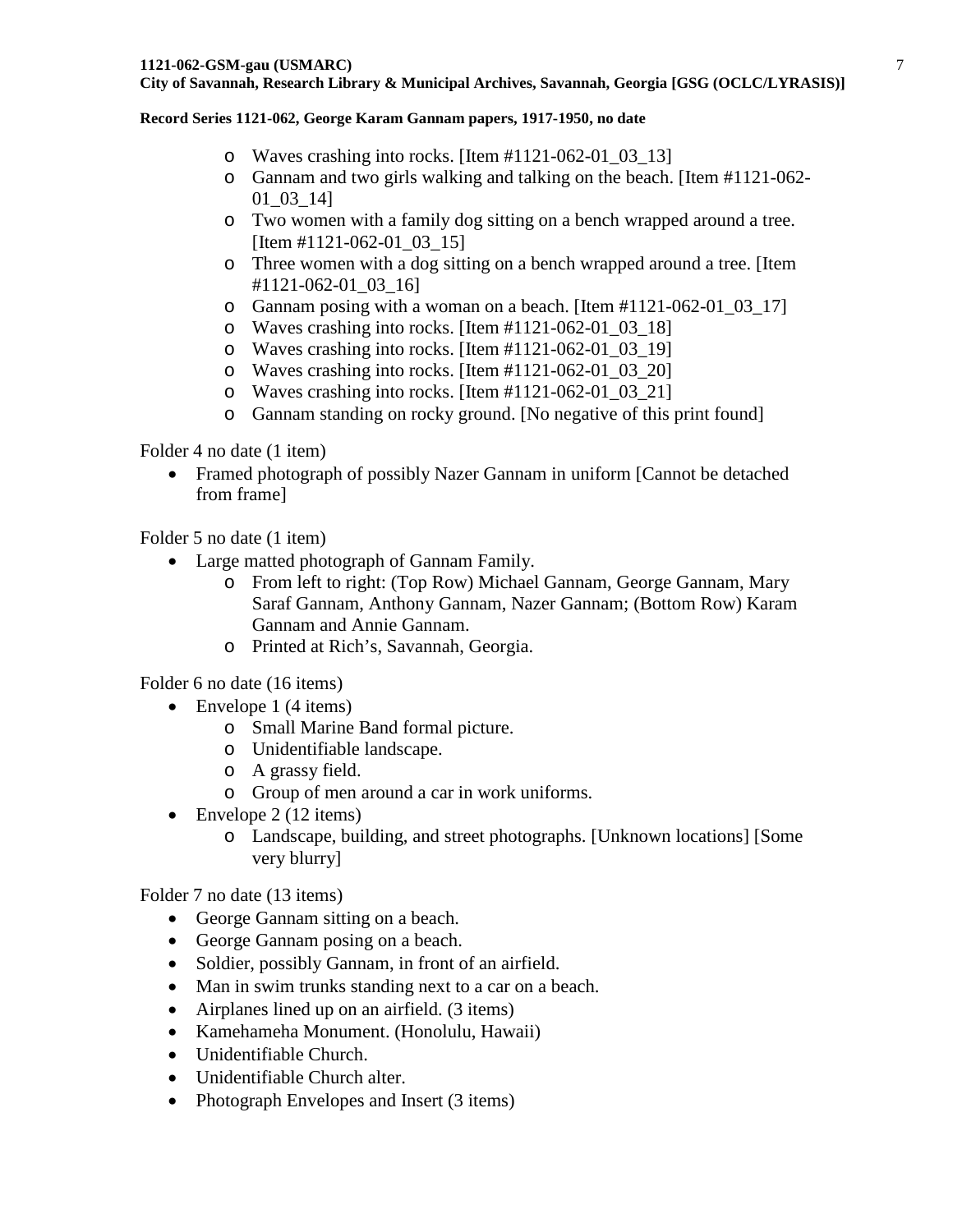- Waves crashing into rocks. [Item #1121-062-01_03_13]
    - Gannam and two girls walking and talking on the beach. [Item #1121-062-01_03_14]
    - Two women with a family dog sitting on a bench wrapped around a tree. [Item #1121-062-01_03_15]
    - Three women with a dog sitting on a bench wrapped around a tree. [Item #1121-062-01_03_16]
    - Gannam posing with a woman on a beach. [Item #1121-062-01_03_17]
    - Waves crashing into rocks. [Item #1121-062-01_03_18]
    - Waves crashing into rocks. [Item #1121-062-01_03_19]
    - Waves crashing into rocks. [Item #1121-062-01_03_20]
    - Waves crashing into rocks. [Item #1121-062-01_03_21]
    - Gannam standing on rocky ground. [No negative of this print found]

Folder 4 no date (1 item)

- Framed photograph of possibly Nazer Gannam in uniform [Cannot be detached from frame]

Folder 5 no date (1 item)

- Large matted photograph of Gannam Family.
    - From left to right: (Top Row) Michael Gannam, George Gannam, Mary Saraf Gannam, Anthony Gannam, Nazer Gannam; (Bottom Row) Karam Gannam and Annie Gannam.
    - Printed at Rich's, Savannah, Georgia.

Folder 6 no date (16 items)

- Envelope 1 (4 items)
    - Small Marine Band formal picture.
    - Unidentifiable landscape.
    - A grassy field.
    - Group of men around a car in work uniforms.
- Envelope 2 (12 items)
    - Landscape, building, and street photographs. [Unknown locations] [Some very blurry]

Folder 7 no date (13 items)

- George Gannam sitting on a beach.
- George Gannam posing on a beach.
- Soldier, possibly Gannam, in front of an airfield.
- Man in swim trunks standing next to a car on a beach.
- Airplanes lined up on an airfield. (3 items)
- Kamehameha Monument. (Honolulu, Hawaii)
- Unidentifiable Church.
- Unidentifiable Church alter.
- Photograph Envelopes and Insert (3 items)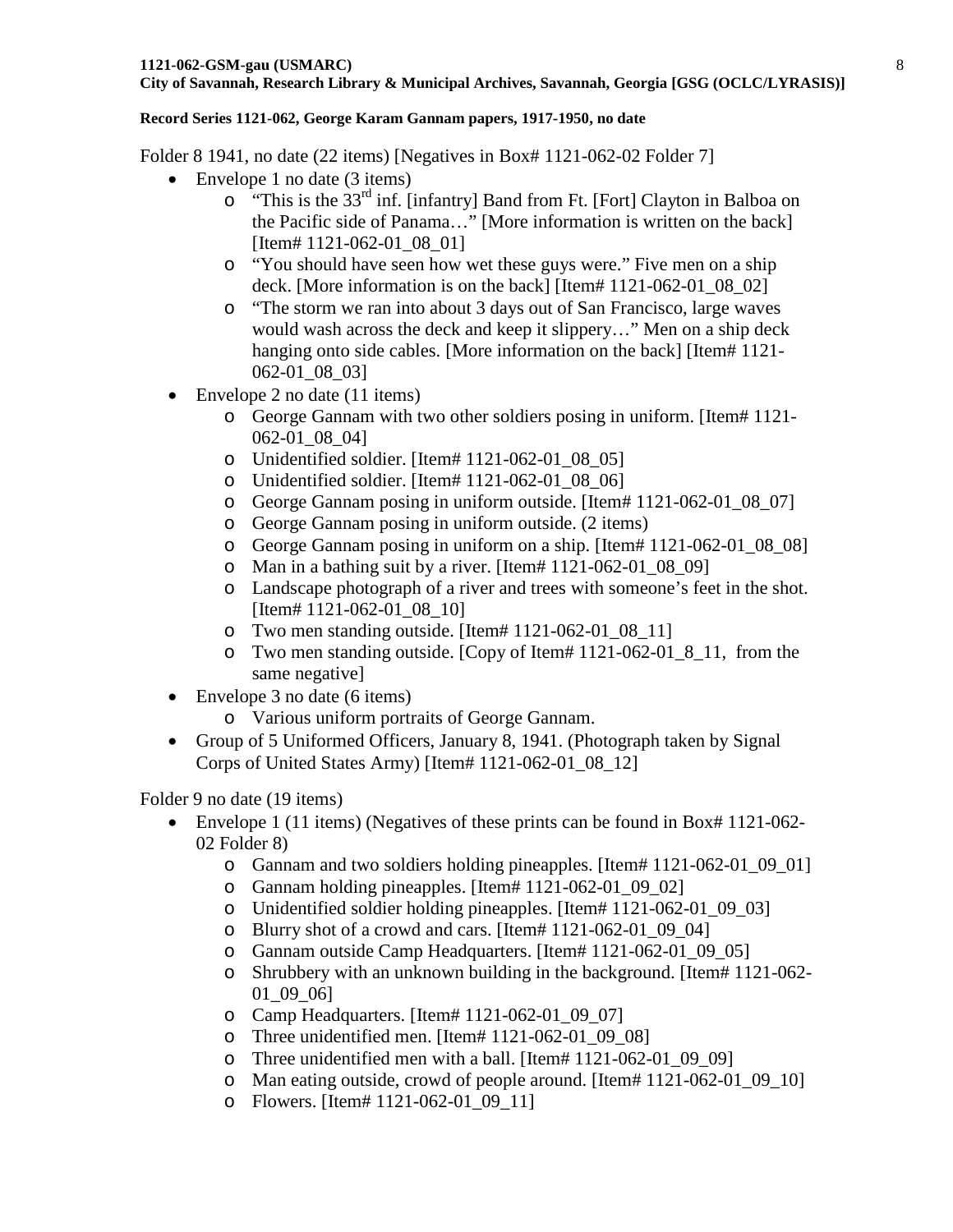Folder 8 1941, no date (22 items) [Negatives in Box# 1121-062-02 Folder 7]

- Envelope 1 no date (3 items)
    - "This is the 33rd inf. [infantry] Band from Ft. [Fort] Clayton in Balboa on the Pacific side of Panama…" [More information is written on the back] [Item# 1121-062-01_08_01]
    - "You should have seen how wet these guys were." Five men on a ship deck. [More information is on the back] [Item# 1121-062-01_08_02]
    - "The storm we ran into about 3 days out of San Francisco, large waves would wash across the deck and keep it slippery…" Men on a ship deck hanging onto side cables. [More information on the back] [Item# 1121-062-01_08_03]
- Envelope 2 no date (11 items)
    - George Gannam with two other soldiers posing in uniform. [Item# 1121-062-01_08_04]
    - Unidentified soldier. [Item# 1121-062-01_08_05]
    - Unidentified soldier. [Item# 1121-062-01_08_06]
    - George Gannam posing in uniform outside. [Item# 1121-062-01_08_07]
    - George Gannam posing in uniform outside. (2 items)
    - George Gannam posing in uniform on a ship. [Item# 1121-062-01_08_08]
    - Man in a bathing suit by a river. [Item# 1121-062-01_08_09]
    - Landscape photograph of a river and trees with someone's feet in the shot. [Item# 1121-062-01_08_10]
    - Two men standing outside. [Item# 1121-062-01_08_11]
    - Two men standing outside. [Copy of Item# 1121-062-01_8_11, from the same negative]
- Envelope 3 no date (6 items)
    - Various uniform portraits of George Gannam.
- Group of 5 Uniformed Officers, January 8, 1941. (Photograph taken by Signal Corps of United States Army) [Item# 1121-062-01_08_12]

Folder 9 no date (19 items)

- Envelope 1 (11 items) (Negatives of these prints can be found in Box# 1121-062-02 Folder 8)
    - Gannam and two soldiers holding pineapples. [Item# 1121-062-01_09_01]
    - Gannam holding pineapples. [Item# 1121-062-01_09_02]
    - Unidentified soldier holding pineapples. [Item# 1121-062-01_09_03]
    - Blurry shot of a crowd and cars. [Item# 1121-062-01_09_04]
    - Gannam outside Camp Headquarters. [Item# 1121-062-01_09_05]
    - Shrubbery with an unknown building in the background. [Item# 1121-062-01_09_06]
    - Camp Headquarters. [Item# 1121-062-01_09_07]
    - Three unidentified men. [Item# 1121-062-01_09_08]
    - Three unidentified men with a ball. [Item# 1121-062-01_09_09]
    - Man eating outside, crowd of people around. [Item# 1121-062-01_09_10]
    - Flowers. [Item# 1121-062-01_09_11]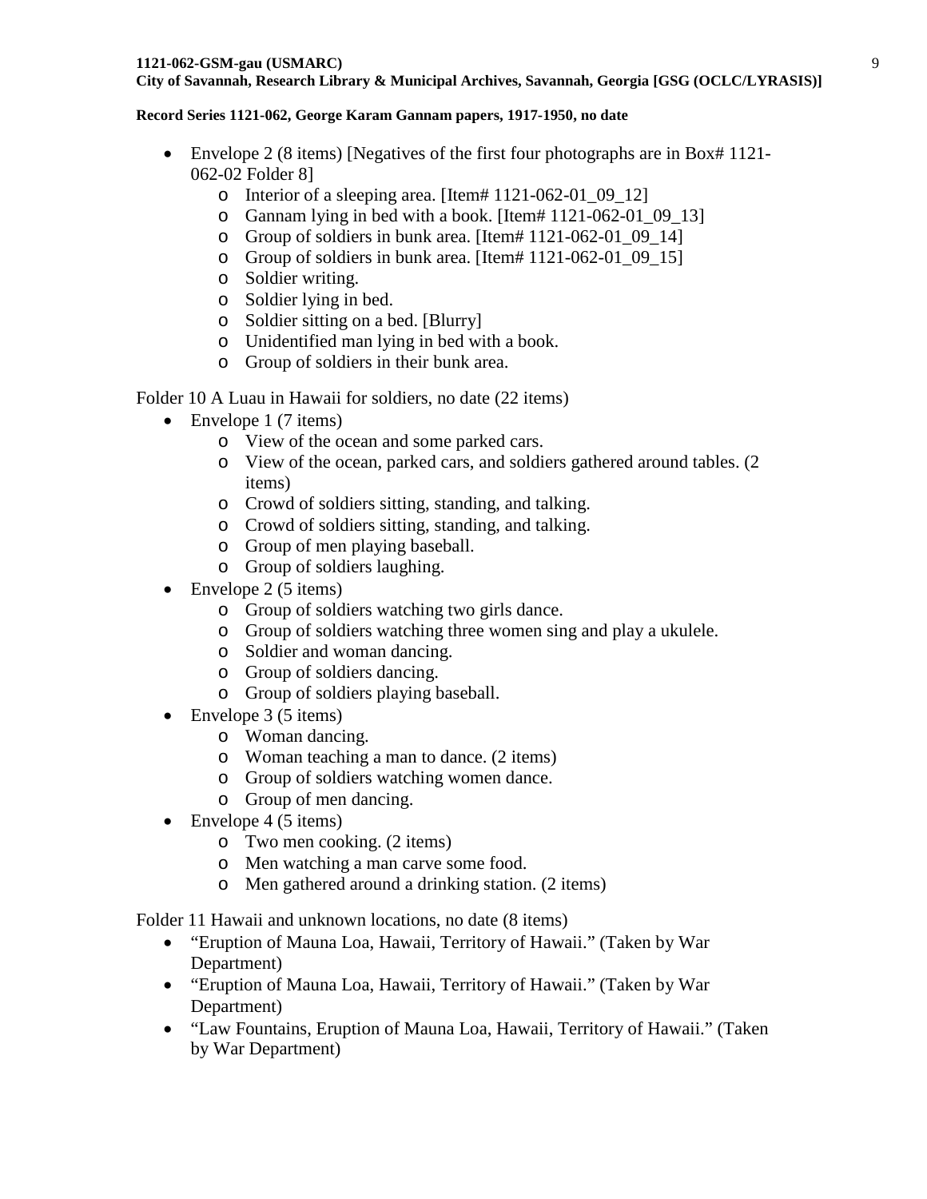- Envelope 2 (8 items) [Negatives of the first four photographs are in Box# 1121-062-02 Folder 8]
    - Interior of a sleeping area. [Item# 1121-062-01_09_12]
    - Gannam lying in bed with a book. [Item# 1121-062-01_09_13]
    - Group of soldiers in bunk area. [Item# 1121-062-01_09_14]
    - Group of soldiers in bunk area. [Item# 1121-062-01_09_15]
    - Soldier writing.
    - Soldier lying in bed.
    - Soldier sitting on a bed. [Blurry]
    - Unidentified man lying in bed with a book.
    - Group of soldiers in their bunk area.

Folder 10 A Luau in Hawaii for soldiers, no date (22 items)

- Envelope 1 (7 items)
    - View of the ocean and some parked cars.
    - View of the ocean, parked cars, and soldiers gathered around tables. (2 items)
    - Crowd of soldiers sitting, standing, and talking.
    - Crowd of soldiers sitting, standing, and talking.
    - Group of men playing baseball.
    - Group of soldiers laughing.
- Envelope 2 (5 items)
    - Group of soldiers watching two girls dance.
    - Group of soldiers watching three women sing and play a ukulele.
    - Soldier and woman dancing.
    - Group of soldiers dancing.
    - Group of soldiers playing baseball.
- Envelope 3 (5 items)
    - Woman dancing.
    - Woman teaching a man to dance. (2 items)
    - Group of soldiers watching women dance.
    - Group of men dancing.
- Envelope 4 (5 items)
    - Two men cooking. (2 items)
    - Men watching a man carve some food.
    - Men gathered around a drinking station. (2 items)

Folder 11 Hawaii and unknown locations, no date (8 items)

- "Eruption of Mauna Loa, Hawaii, Territory of Hawaii." (Taken by War Department)
- "Eruption of Mauna Loa, Hawaii, Territory of Hawaii." (Taken by War Department)
- "Law Fountains, Eruption of Mauna Loa, Hawaii, Territory of Hawaii." (Taken by War Department)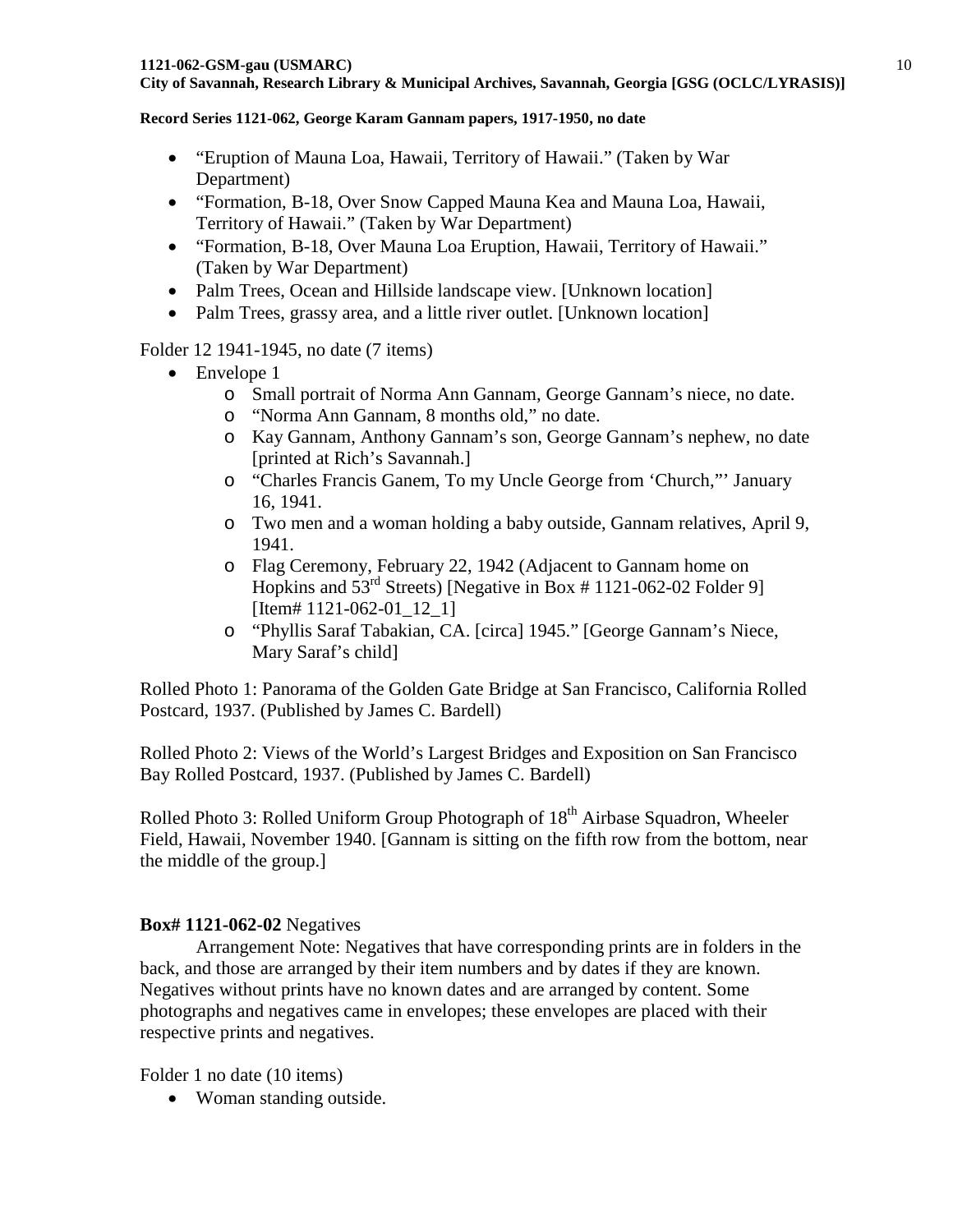- "Eruption of Mauna Loa, Hawaii, Territory of Hawaii." (Taken by War Department)
- "Formation, B-18, Over Snow Capped Mauna Kea and Mauna Loa, Hawaii, Territory of Hawaii." (Taken by War Department)
- "Formation, B-18, Over Mauna Loa Eruption, Hawaii, Territory of Hawaii." (Taken by War Department)
- Palm Trees, Ocean and Hillside landscape view. [Unknown location]
- Palm Trees, grassy area, and a little river outlet. [Unknown location]

Folder 12 1941-1945, no date (7 items)

- Envelope 1
    - Small portrait of Norma Ann Gannam, George Gannam's niece, no date.
    - "Norma Ann Gannam, 8 months old," no date.
    - Kay Gannam, Anthony Gannam's son, George Gannam's nephew, no date [printed at Rich's Savannah.]
    - "Charles Francis Ganem, To my Uncle George from 'Church,"' January 16, 1941.
    - Two men and a woman holding a baby outside, Gannam relatives, April 9, 1941.
    - Flag Ceremony, February 22, 1942 (Adjacent to Gannam home on Hopkins and 53rd Streets) [Negative in Box # 1121-062-02 Folder 9] [Item# 1121-062-01_12_1]
    - "Phyllis Saraf Tabakian, CA. [circa] 1945." [George Gannam's Niece, Mary Saraf's child]

Rolled Photo 1: Panorama of the Golden Gate Bridge at San Francisco, California Rolled Postcard, 1937. (Published by James C. Bardell)

Rolled Photo 2: Views of the World's Largest Bridges and Exposition on San Francisco Bay Rolled Postcard, 1937. (Published by James C. Bardell)

Rolled Photo 3: Rolled Uniform Group Photograph of 18th Airbase Squadron, Wheeler Field, Hawaii, November 1940. [Gannam is sitting on the fifth row from the bottom, near the middle of the group.]

**Box# 1121-062-02** Negatives

Arrangement Note: Negatives that have corresponding prints are in folders in the back, and those are arranged by their item numbers and by dates if they are known. Negatives without prints have no known dates and are arranged by content. Some photographs and negatives came in envelopes; these envelopes are placed with their respective prints and negatives.

Folder 1 no date (10 items)

- Woman standing outside.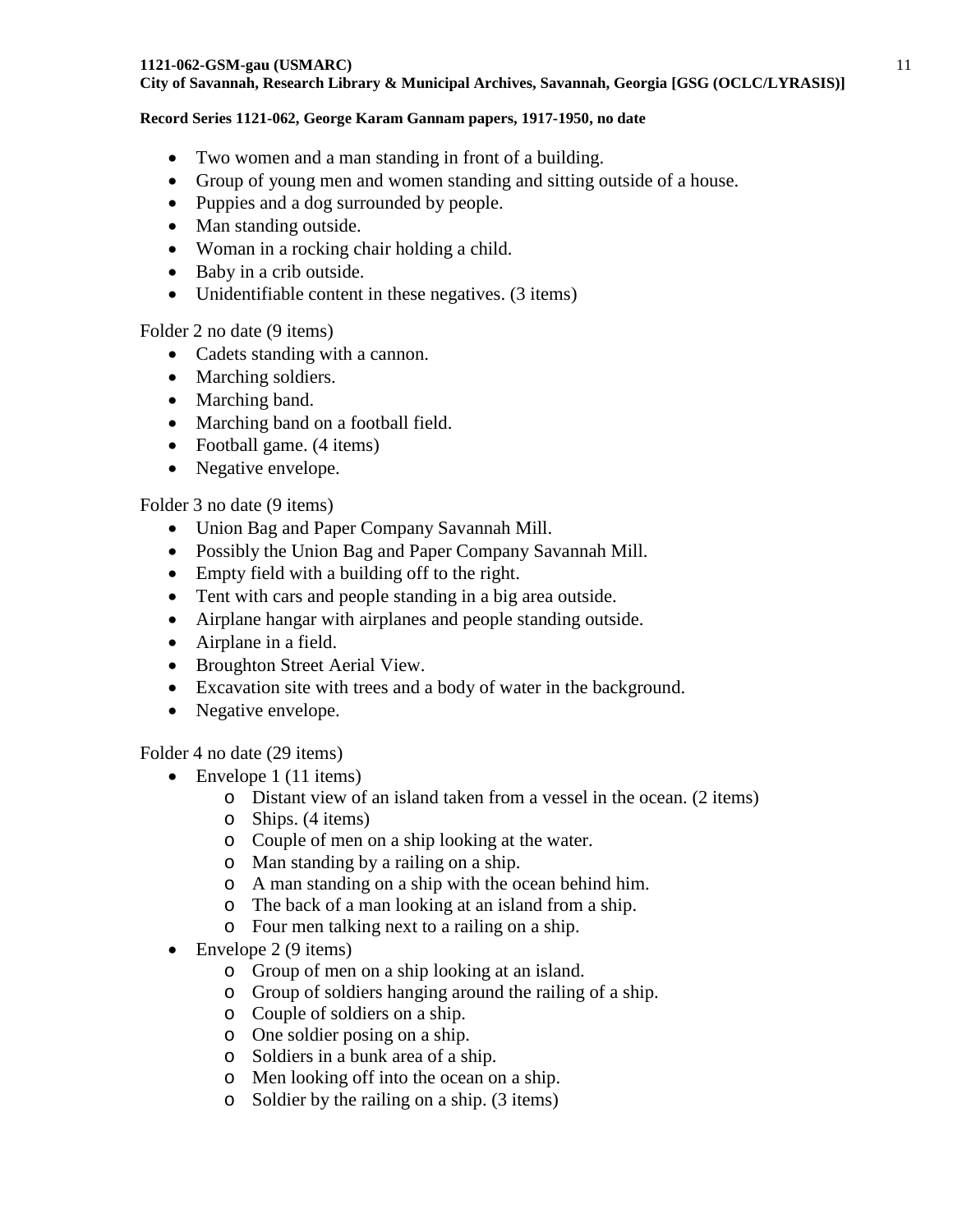- Two women and a man standing in front of a building.
- Group of young men and women standing and sitting outside of a house.
- Puppies and a dog surrounded by people.
- Man standing outside.
- Woman in a rocking chair holding a child.
- Baby in a crib outside.
- Unidentifiable content in these negatives. (3 items)

Folder 2 no date (9 items)

- Cadets standing with a cannon.
- Marching soldiers.
- Marching band.
- Marching band on a football field.
- Football game. (4 items)
- Negative envelope.

Folder 3 no date (9 items)

- Union Bag and Paper Company Savannah Mill.
- Possibly the Union Bag and Paper Company Savannah Mill.
- Empty field with a building off to the right.
- Tent with cars and people standing in a big area outside.
- Airplane hangar with airplanes and people standing outside.
- Airplane in a field.
- Broughton Street Aerial View.
- Excavation site with trees and a body of water in the background.
- Negative envelope.

Folder 4 no date (29 items)

- Envelope 1 (11 items)
    - Distant view of an island taken from a vessel in the ocean. (2 items)
    - Ships. (4 items)
    - Couple of men on a ship looking at the water.
    - Man standing by a railing on a ship.
    - A man standing on a ship with the ocean behind him.
    - The back of a man looking at an island from a ship.
    - Four men talking next to a railing on a ship.
- Envelope 2 (9 items)
    - Group of men on a ship looking at an island.
    - Group of soldiers hanging around the railing of a ship.
    - Couple of soldiers on a ship.
    - One soldier posing on a ship.
    - Soldiers in a bunk area of a ship.
    - Men looking off into the ocean on a ship.
    - Soldier by the railing on a ship. (3 items)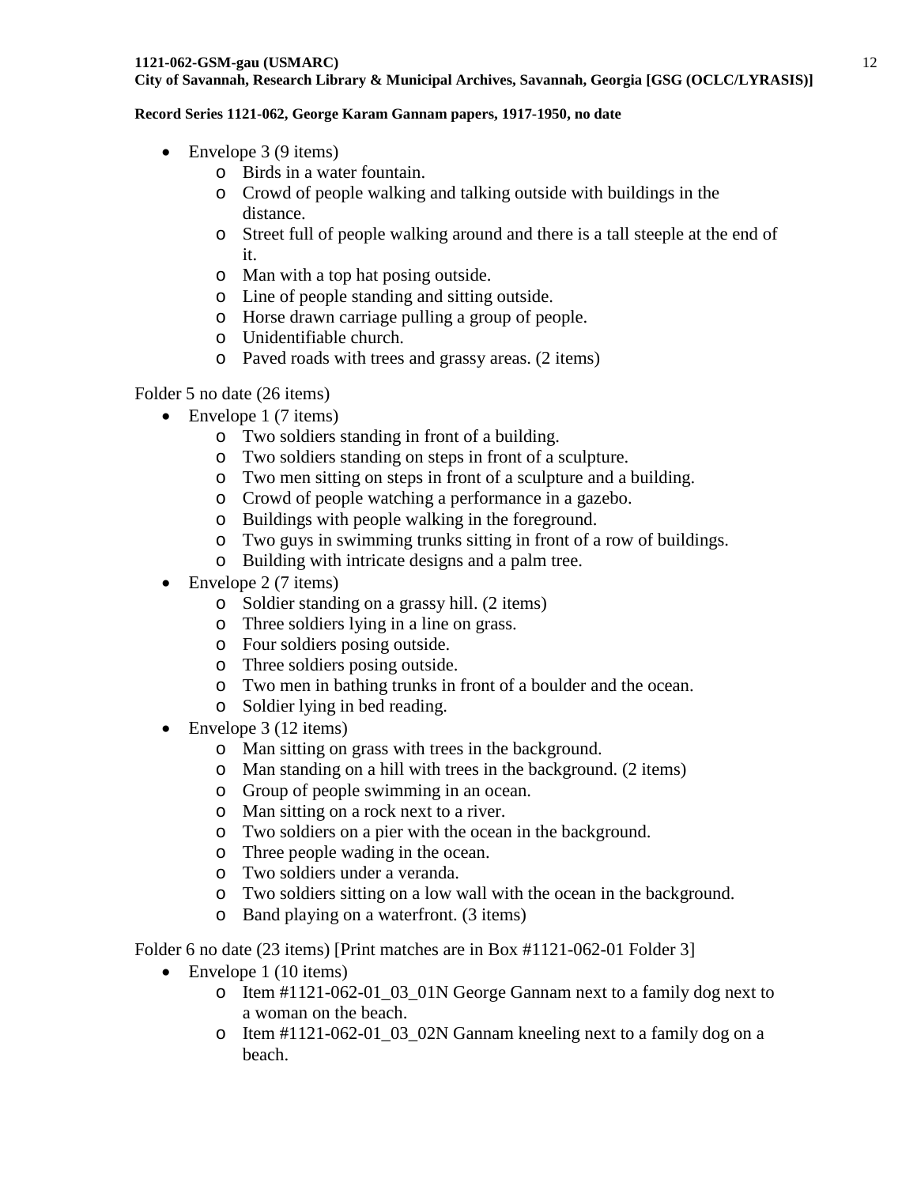- Envelope 3 (9 items)
    - Birds in a water fountain.
    - Crowd of people walking and talking outside with buildings in the distance.
    - Street full of people walking around and there is a tall steeple at the end of it.
    - Man with a top hat posing outside.
    - Line of people standing and sitting outside.
    - Horse drawn carriage pulling a group of people.
    - Unidentifiable church.
    - Paved roads with trees and grassy areas. (2 items)

Folder 5 no date (26 items)

- Envelope 1 (7 items)
    - Two soldiers standing in front of a building.
    - Two soldiers standing on steps in front of a sculpture.
    - Two men sitting on steps in front of a sculpture and a building.
    - Crowd of people watching a performance in a gazebo.
    - Buildings with people walking in the foreground.
    - Two guys in swimming trunks sitting in front of a row of buildings.
    - Building with intricate designs and a palm tree.
- Envelope 2 (7 items)
    - Soldier standing on a grassy hill. (2 items)
    - Three soldiers lying in a line on grass.
    - Four soldiers posing outside.
    - Three soldiers posing outside.
    - Two men in bathing trunks in front of a boulder and the ocean.
    - Soldier lying in bed reading.
- Envelope 3 (12 items)
    - Man sitting on grass with trees in the background.
    - Man standing on a hill with trees in the background. (2 items)
    - Group of people swimming in an ocean.
    - Man sitting on a rock next to a river.
    - Two soldiers on a pier with the ocean in the background.
    - Three people wading in the ocean.
    - Two soldiers under a veranda.
    - Two soldiers sitting on a low wall with the ocean in the background.
    - Band playing on a waterfront. (3 items)

Folder 6 no date (23 items) [Print matches are in Box #1121-062-01 Folder 3]

- Envelope 1 (10 items)
    - Item #1121-062-01_03_01N George Gannam next to a family dog next to a woman on the beach.
    - Item #1121-062-01_03_02N Gannam kneeling next to a family dog on a beach.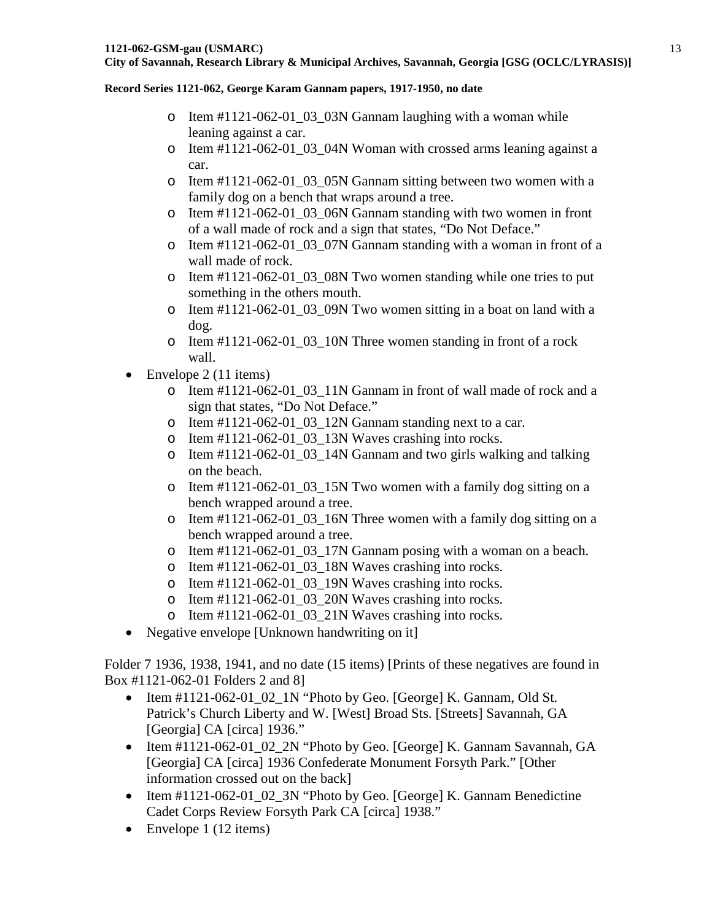- Item #1121-062-01_03_03N Gannam laughing with a woman while leaning against a car.
    - Item #1121-062-01_03_04N Woman with crossed arms leaning against a car.
    - Item #1121-062-01_03_05N Gannam sitting between two women with a family dog on a bench that wraps around a tree.
    - Item #1121-062-01_03_06N Gannam standing with two women in front of a wall made of rock and a sign that states, "Do Not Deface."
    - Item #1121-062-01_03_07N Gannam standing with a woman in front of a wall made of rock.
    - Item #1121-062-01_03_08N Two women standing while one tries to put something in the others mouth.
    - Item #1121-062-01_03_09N Two women sitting in a boat on land with a dog.
    - Item #1121-062-01_03_10N Three women standing in front of a rock wall.
- Envelope 2 (11 items)
    - Item #1121-062-01_03_11N Gannam in front of wall made of rock and a sign that states, "Do Not Deface."
    - Item #1121-062-01_03_12N Gannam standing next to a car.
    - Item #1121-062-01_03_13N Waves crashing into rocks.
    - Item #1121-062-01_03_14N Gannam and two girls walking and talking on the beach.
    - Item #1121-062-01_03_15N Two women with a family dog sitting on a bench wrapped around a tree.
    - Item #1121-062-01_03_16N Three women with a family dog sitting on a bench wrapped around a tree.
    - Item #1121-062-01_03_17N Gannam posing with a woman on a beach.
    - Item #1121-062-01_03_18N Waves crashing into rocks.
    - Item #1121-062-01_03_19N Waves crashing into rocks.
    - Item #1121-062-01_03_20N Waves crashing into rocks.
    - Item #1121-062-01_03_21N Waves crashing into rocks.
- Negative envelope [Unknown handwriting on it]

Folder 7 1936, 1938, 1941, and no date (15 items) [Prints of these negatives are found in Box #1121-062-01 Folders 2 and 8]

- Item #1121-062-01_02_1N "Photo by Geo. [George] K. Gannam, Old St. Patrick's Church Liberty and W. [West] Broad Sts. [Streets] Savannah, GA [Georgia] CA [circa] 1936."
- Item #1121-062-01_02_2N "Photo by Geo. [George] K. Gannam Savannah, GA [Georgia] CA [circa] 1936 Confederate Monument Forsyth Park." [Other information crossed out on the back]
- Item #1121-062-01_02_3N "Photo by Geo. [George] K. Gannam Benedictine Cadet Corps Review Forsyth Park CA [circa] 1938."
- Envelope 1 (12 items)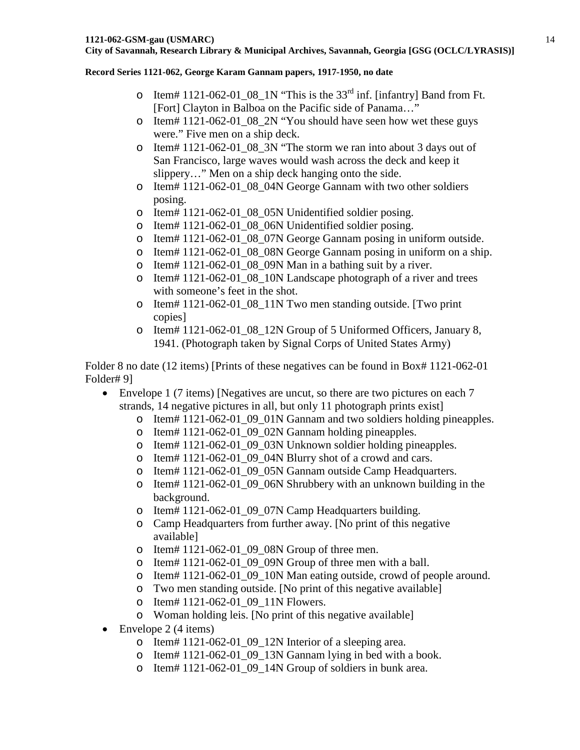- Item# 1121-062-01_08_1N "This is the 33rd inf. [infantry] Band from Ft. [Fort] Clayton in Balboa on the Pacific side of Panama…"
    - Item# 1121-062-01_08_2N "You should have seen how wet these guys were." Five men on a ship deck.
    - Item# 1121-062-01_08_3N "The storm we ran into about 3 days out of San Francisco, large waves would wash across the deck and keep it slippery…" Men on a ship deck hanging onto the side.
    - Item# 1121-062-01_08_04N George Gannam with two other soldiers posing.
    - Item# 1121-062-01_08_05N Unidentified soldier posing.
    - Item# 1121-062-01_08_06N Unidentified soldier posing.
    - Item# 1121-062-01_08_07N George Gannam posing in uniform outside.
    - Item# 1121-062-01_08_08N George Gannam posing in uniform on a ship.
    - Item# 1121-062-01_08_09N Man in a bathing suit by a river.
    - Item# 1121-062-01_08_10N Landscape photograph of a river and trees with someone's feet in the shot.
    - Item# 1121-062-01_08_11N Two men standing outside. [Two print copies]
    - Item# 1121-062-01_08_12N Group of 5 Uniformed Officers, January 8, 1941. (Photograph taken by Signal Corps of United States Army)

Folder 8 no date (12 items) [Prints of these negatives can be found in Box# 1121-062-01 Folder# 9]

- Envelope 1 (7 items) [Negatives are uncut, so there are two pictures on each 7 strands, 14 negative pictures in all, but only 11 photograph prints exist]
    - Item# 1121-062-01_09_01N Gannam and two soldiers holding pineapples.
    - Item# 1121-062-01_09_02N Gannam holding pineapples.
    - Item# 1121-062-01_09_03N Unknown soldier holding pineapples.
    - Item# 1121-062-01_09_04N Blurry shot of a crowd and cars.
    - Item# 1121-062-01_09_05N Gannam outside Camp Headquarters.
    - Item# 1121-062-01_09_06N Shrubbery with an unknown building in the background.
    - Item# 1121-062-01_09_07N Camp Headquarters building.
    - Camp Headquarters from further away. [No print of this negative available]
    - Item# 1121-062-01_09_08N Group of three men.
    - Item# 1121-062-01_09_09N Group of three men with a ball.
    - Item# 1121-062-01_09_10N Man eating outside, crowd of people around.
    - Two men standing outside. [No print of this negative available]
    - Item# 1121-062-01_09_11N Flowers.
    - Woman holding leis. [No print of this negative available]
- Envelope 2 (4 items)
    - Item# 1121-062-01_09_12N Interior of a sleeping area.
    - Item# 1121-062-01_09_13N Gannam lying in bed with a book.
    - Item# 1121-062-01_09_14N Group of soldiers in bunk area.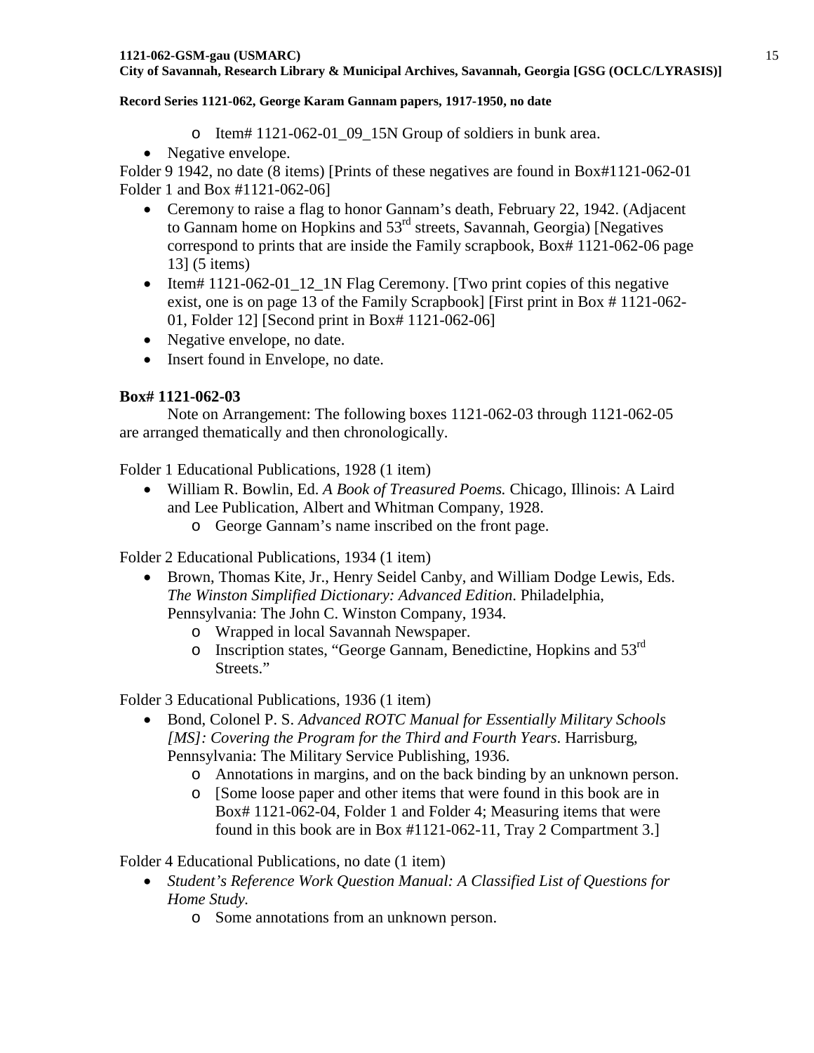- Item# 1121-062-01_09_15N Group of soldiers in bunk area.

- Negative envelope.

Folder 9 1942, no date (8 items) [Prints of these negatives are found in Box#1121-062-01 Folder 1 and Box #1121-062-06]

- Ceremony to raise a flag to honor Gannam's death, February 22, 1942. (Adjacent to Gannam home on Hopkins and 53rd streets, Savannah, Georgia) [Negatives correspond to prints that are inside the Family scrapbook, Box# 1121-062-06 page 13] (5 items)
- Item# 1121-062-01_12_1N Flag Ceremony. [Two print copies of this negative exist, one is on page 13 of the Family Scrapbook] [First print in Box # 1121-062-01, Folder 12] [Second print in Box# 1121-062-06]
- Negative envelope, no date.
- Insert found in Envelope, no date.

**Box# 1121-062-03**

Note on Arrangement: The following boxes 1121-062-03 through 1121-062-05 are arranged thematically and then chronologically.

Folder 1 Educational Publications, 1928 (1 item)

- William R. Bowlin, Ed. *A Book of Treasured Poems.* Chicago, Illinois: A Laird and Lee Publication, Albert and Whitman Company, 1928.
  - George Gannam's name inscribed on the front page.

Folder 2 Educational Publications, 1934 (1 item)

- Brown, Thomas Kite, Jr., Henry Seidel Canby, and William Dodge Lewis, Eds. *The Winston Simplified Dictionary: Advanced Edition*. Philadelphia, Pennsylvania: The John C. Winston Company, 1934.
  - Wrapped in local Savannah Newspaper.
  - Inscription states, "George Gannam, Benedictine, Hopkins and 53rd Streets."

Folder 3 Educational Publications, 1936 (1 item)

- Bond, Colonel P. S. *Advanced ROTC Manual for Essentially Military Schools [MS]: Covering the Program for the Third and Fourth Years*. Harrisburg, Pennsylvania: The Military Service Publishing, 1936.
  - Annotations in margins, and on the back binding by an unknown person.
  - [Some loose paper and other items that were found in this book are in Box# 1121-062-04, Folder 1 and Folder 4; Measuring items that were found in this book are in Box #1121-062-11, Tray 2 Compartment 3.]

Folder 4 Educational Publications, no date (1 item)

- *Student's Reference Work Question Manual: A Classified List of Questions for Home Study.*
  - Some annotations from an unknown person.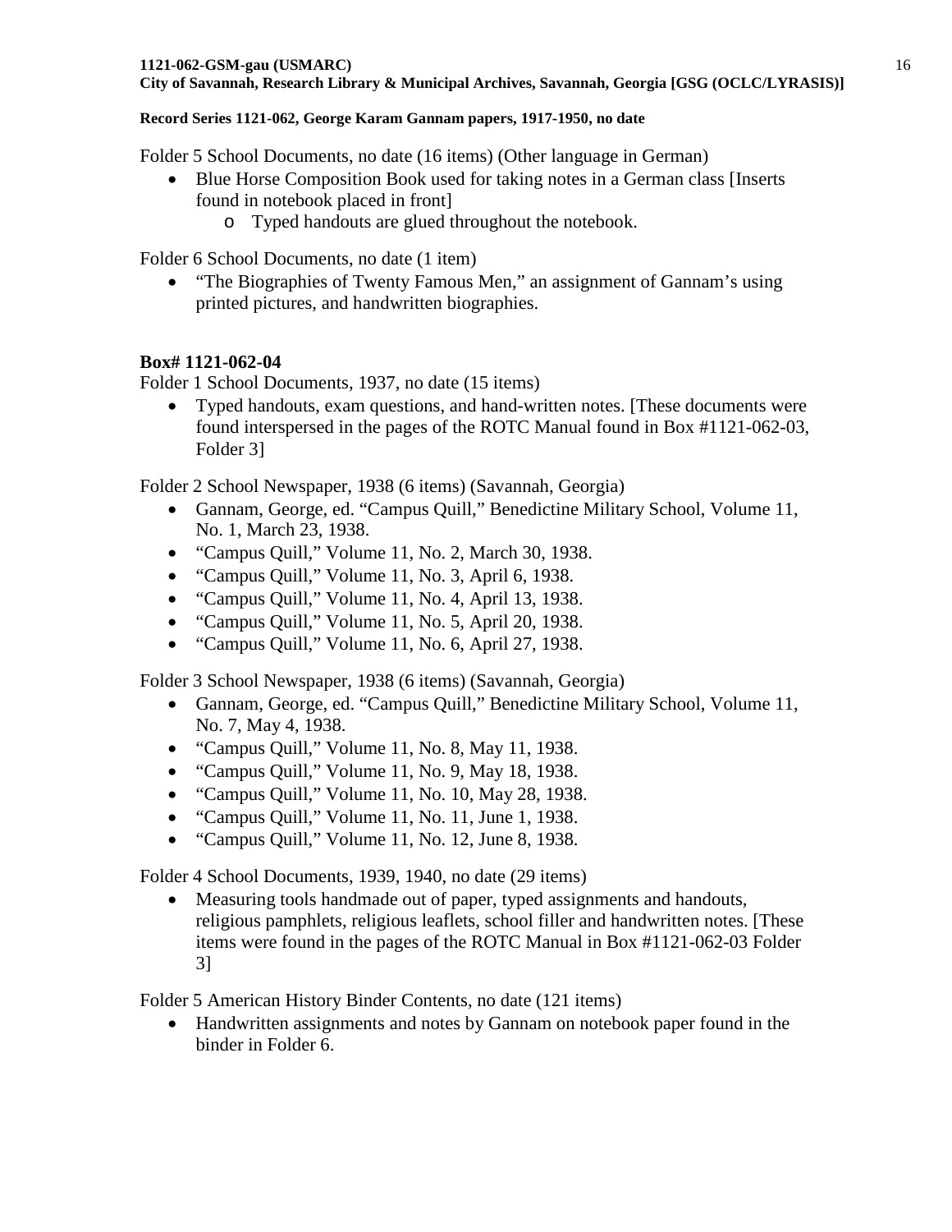Folder 5 School Documents, no date (16 items) (Other language in German)

- Blue Horse Composition Book used for taking notes in a German class [Inserts found in notebook placed in front]
    - Typed handouts are glued throughout the notebook.

Folder 6 School Documents, no date (1 item)

- "The Biographies of Twenty Famous Men," an assignment of Gannam's using printed pictures, and handwritten biographies.

**Box# 1121-062-04**

Folder 1 School Documents, 1937, no date (15 items)

- Typed handouts, exam questions, and hand-written notes. [These documents were found interspersed in the pages of the ROTC Manual found in Box #1121-062-03, Folder 3]

Folder 2 School Newspaper, 1938 (6 items) (Savannah, Georgia)

- Gannam, George, ed. "Campus Quill," Benedictine Military School, Volume 11, No. 1, March 23, 1938.
- "Campus Quill," Volume 11, No. 2, March 30, 1938.
- "Campus Quill," Volume 11, No. 3, April 6, 1938.
- "Campus Quill," Volume 11, No. 4, April 13, 1938.
- "Campus Quill," Volume 11, No. 5, April 20, 1938.
- "Campus Quill," Volume 11, No. 6, April 27, 1938.

Folder 3 School Newspaper, 1938 (6 items) (Savannah, Georgia)

- Gannam, George, ed. "Campus Quill," Benedictine Military School, Volume 11, No. 7, May 4, 1938.
- "Campus Quill," Volume 11, No. 8, May 11, 1938.
- "Campus Quill," Volume 11, No. 9, May 18, 1938.
- "Campus Quill," Volume 11, No. 10, May 28, 1938.
- "Campus Quill," Volume 11, No. 11, June 1, 1938.
- "Campus Quill," Volume 11, No. 12, June 8, 1938.

Folder 4 School Documents, 1939, 1940, no date (29 items)

- Measuring tools handmade out of paper, typed assignments and handouts, religious pamphlets, religious leaflets, school filler and handwritten notes. [These items were found in the pages of the ROTC Manual in Box #1121-062-03 Folder 3]

Folder 5 American History Binder Contents, no date (121 items)

- Handwritten assignments and notes by Gannam on notebook paper found in the binder in Folder 6.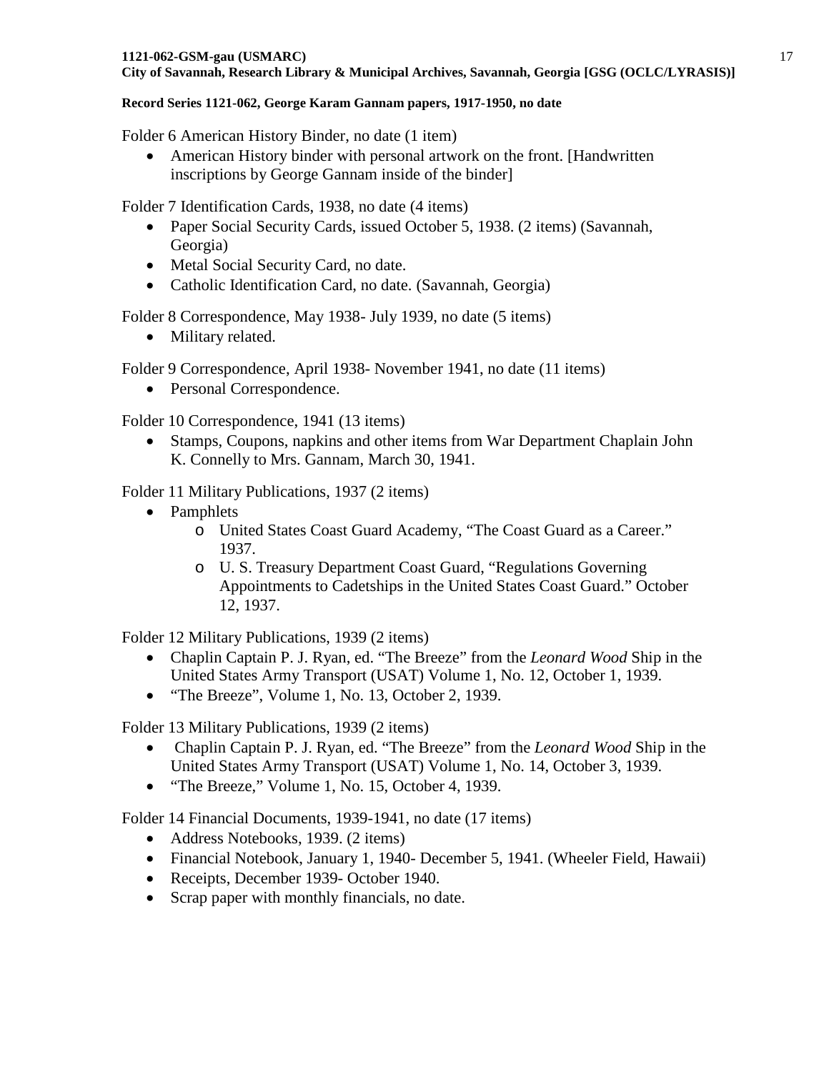Folder 6 American History Binder, no date (1 item)

- American History binder with personal artwork on the front. [Handwritten inscriptions by George Gannam inside of the binder]

Folder 7 Identification Cards, 1938, no date (4 items)

- Paper Social Security Cards, issued October 5, 1938. (2 items) (Savannah, Georgia)
- Metal Social Security Card, no date.
- Catholic Identification Card, no date. (Savannah, Georgia)

Folder 8 Correspondence, May 1938- July 1939, no date (5 items)

- Military related.

Folder 9 Correspondence, April 1938- November 1941, no date (11 items)

- Personal Correspondence.

Folder 10 Correspondence, 1941 (13 items)

- Stamps, Coupons, napkins and other items from War Department Chaplain John K. Connelly to Mrs. Gannam, March 30, 1941.

Folder 11 Military Publications, 1937 (2 items)

- Pamphlets
  - United States Coast Guard Academy, "The Coast Guard as a Career." 1937.
  - U. S. Treasury Department Coast Guard, "Regulations Governing Appointments to Cadetships in the United States Coast Guard." October 12, 1937.

Folder 12 Military Publications, 1939 (2 items)

- Chaplin Captain P. J. Ryan, ed. "The Breeze" from the *Leonard Wood* Ship in the United States Army Transport (USAT) Volume 1, No. 12, October 1, 1939.
- "The Breeze", Volume 1, No. 13, October 2, 1939.

Folder 13 Military Publications, 1939 (2 items)

- Chaplin Captain P. J. Ryan, ed. "The Breeze" from the *Leonard Wood* Ship in the United States Army Transport (USAT) Volume 1, No. 14, October 3, 1939.
- "The Breeze," Volume 1, No. 15, October 4, 1939.

Folder 14 Financial Documents, 1939-1941, no date (17 items)

- Address Notebooks, 1939. (2 items)
- Financial Notebook, January 1, 1940- December 5, 1941. (Wheeler Field, Hawaii)
- Receipts, December 1939- October 1940.
- Scrap paper with monthly financials, no date.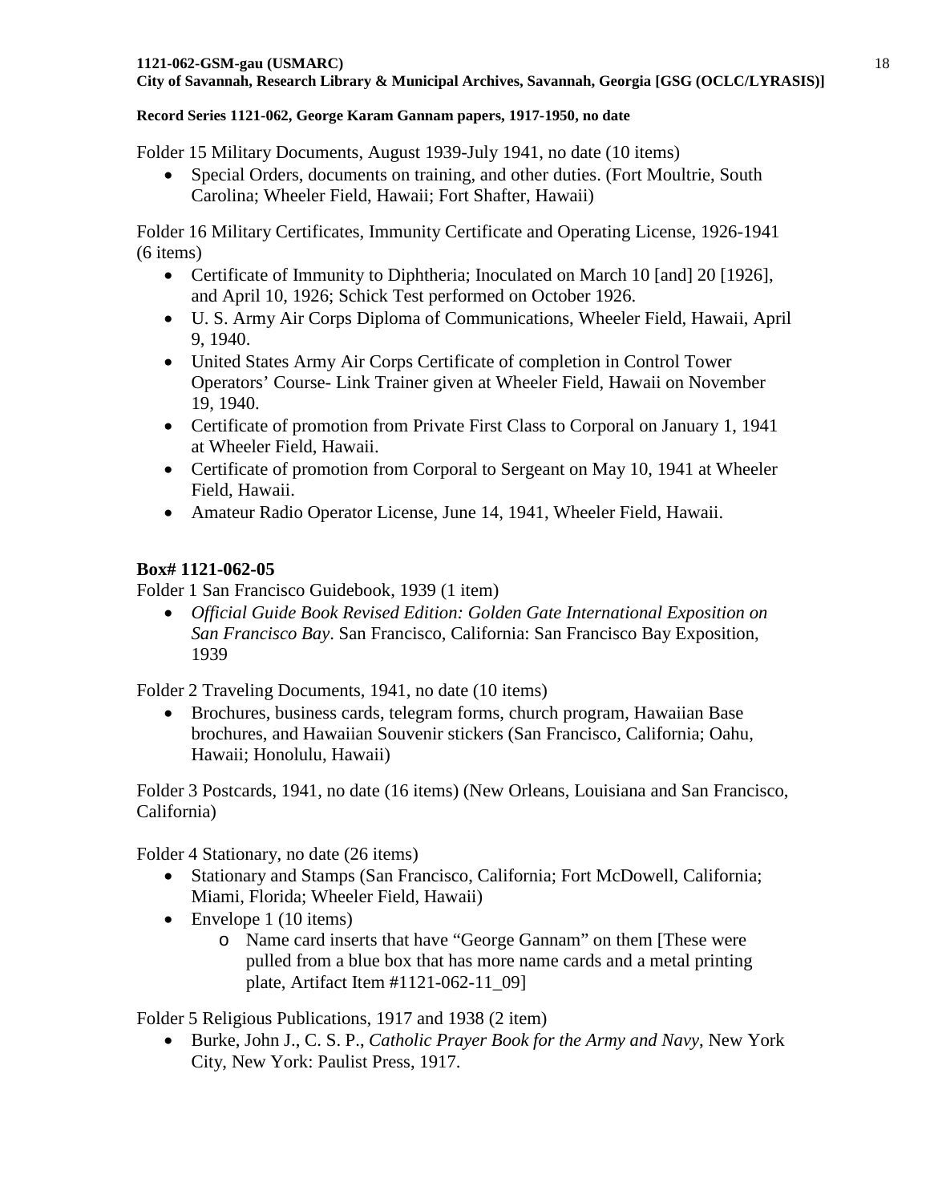Folder 15 Military Documents, August 1939-July 1941, no date (10 items)

- Special Orders, documents on training, and other duties. (Fort Moultrie, South Carolina; Wheeler Field, Hawaii; Fort Shafter, Hawaii)

Folder 16 Military Certificates, Immunity Certificate and Operating License, 1926-1941 (6 items)

- Certificate of Immunity to Diphtheria; Inoculated on March 10 [and] 20 [1926], and April 10, 1926; Schick Test performed on October 1926.
- U. S. Army Air Corps Diploma of Communications, Wheeler Field, Hawaii, April 9, 1940.
- United States Army Air Corps Certificate of completion in Control Tower Operators' Course- Link Trainer given at Wheeler Field, Hawaii on November 19, 1940.
- Certificate of promotion from Private First Class to Corporal on January 1, 1941 at Wheeler Field, Hawaii.
- Certificate of promotion from Corporal to Sergeant on May 10, 1941 at Wheeler Field, Hawaii.
- Amateur Radio Operator License, June 14, 1941, Wheeler Field, Hawaii.

**Box# 1121-062-05**

Folder 1 San Francisco Guidebook, 1939 (1 item)

- *Official Guide Book Revised Edition: Golden Gate International Exposition on San Francisco Bay*. San Francisco, California: San Francisco Bay Exposition, 1939

Folder 2 Traveling Documents, 1941, no date (10 items)

- Brochures, business cards, telegram forms, church program, Hawaiian Base brochures, and Hawaiian Souvenir stickers (San Francisco, California; Oahu, Hawaii; Honolulu, Hawaii)

Folder 3 Postcards, 1941, no date (16 items) (New Orleans, Louisiana and San Francisco, California)

Folder 4 Stationary, no date (26 items)

- Stationary and Stamps (San Francisco, California; Fort McDowell, California; Miami, Florida; Wheeler Field, Hawaii)
- Envelope 1 (10 items)
  - Name card inserts that have "George Gannam" on them [These were pulled from a blue box that has more name cards and a metal printing plate, Artifact Item #1121-062-11_09]

Folder 5 Religious Publications, 1917 and 1938 (2 item)

- Burke, John J., C. S. P., *Catholic Prayer Book for the Army and Navy*, New York City, New York: Paulist Press, 1917.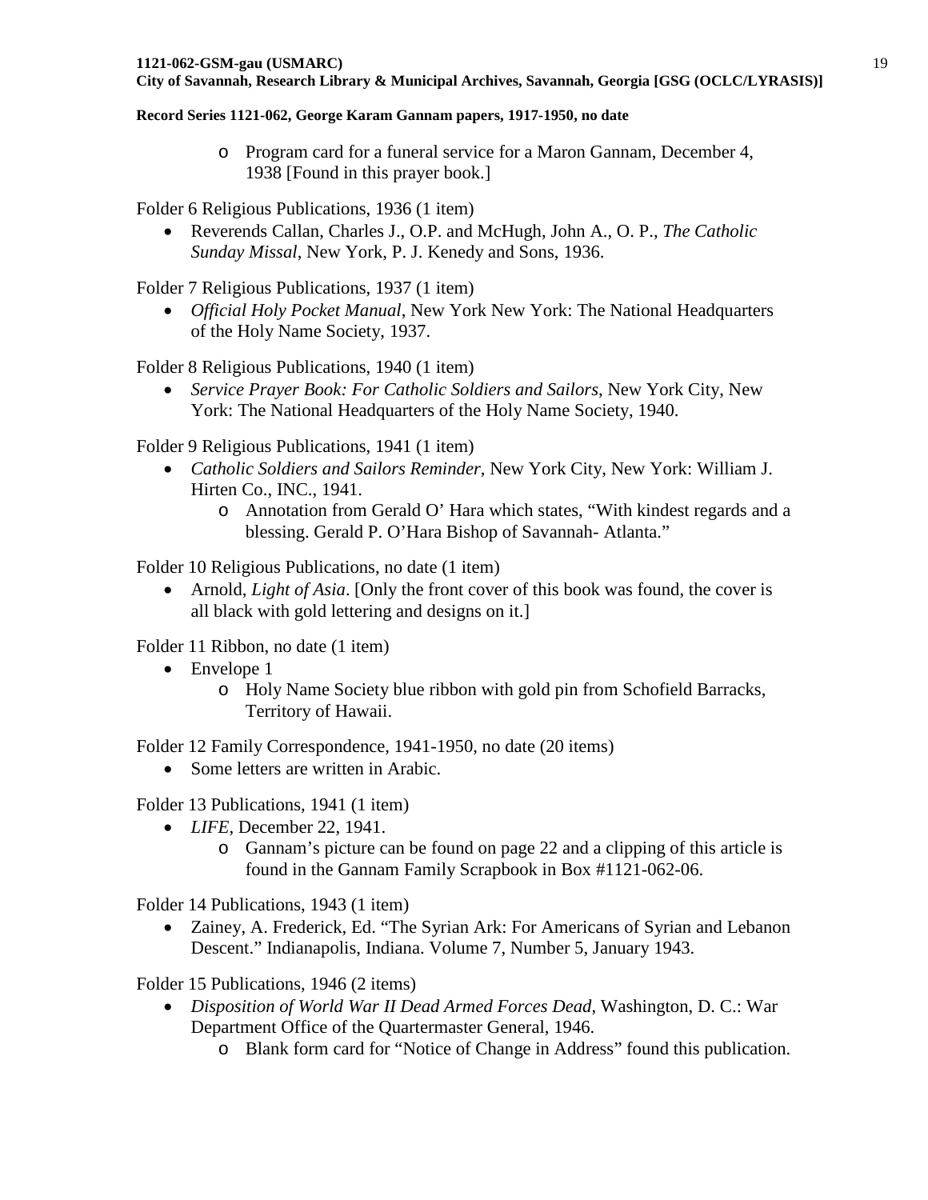- Program card for a funeral service for a Maron Gannam, December 4, 1938 [Found in this prayer book.]

Folder 6 Religious Publications, 1936 (1 item)

- Reverends Callan, Charles J., O.P. and McHugh, John A., O. P., *The Catholic Sunday Missal*, New York, P. J. Kenedy and Sons, 1936.

Folder 7 Religious Publications, 1937 (1 item)

- *Official Holy Pocket Manual*, New York New York: The National Headquarters of the Holy Name Society, 1937.

Folder 8 Religious Publications, 1940 (1 item)

- *Service Prayer Book: For Catholic Soldiers and Sailors*, New York City, New York: The National Headquarters of the Holy Name Society, 1940.

Folder 9 Religious Publications, 1941 (1 item)

- *Catholic Soldiers and Sailors Reminder*, New York City, New York: William J. Hirten Co., INC., 1941.
  - Annotation from Gerald O' Hara which states, "With kindest regards and a blessing. Gerald P. O'Hara Bishop of Savannah- Atlanta."

Folder 10 Religious Publications, no date (1 item)

- Arnold, *Light of Asia*. [Only the front cover of this book was found, the cover is all black with gold lettering and designs on it.]

Folder 11 Ribbon, no date (1 item)

- Envelope 1
  - Holy Name Society blue ribbon with gold pin from Schofield Barracks, Territory of Hawaii.

Folder 12 Family Correspondence, 1941-1950, no date (20 items)

- Some letters are written in Arabic.

Folder 13 Publications, 1941 (1 item)

- *LIFE*, December 22, 1941.
  - Gannam's picture can be found on page 22 and a clipping of this article is found in the Gannam Family Scrapbook in Box #1121-062-06.

Folder 14 Publications, 1943 (1 item)

- Zainey, A. Frederick, Ed. "The Syrian Ark: For Americans of Syrian and Lebanon Descent." Indianapolis, Indiana. Volume 7, Number 5, January 1943.

Folder 15 Publications, 1946 (2 items)

- *Disposition of World War II Dead Armed Forces Dead*, Washington, D. C.: War Department Office of the Quartermaster General, 1946.
  - Blank form card for "Notice of Change in Address" found this publication.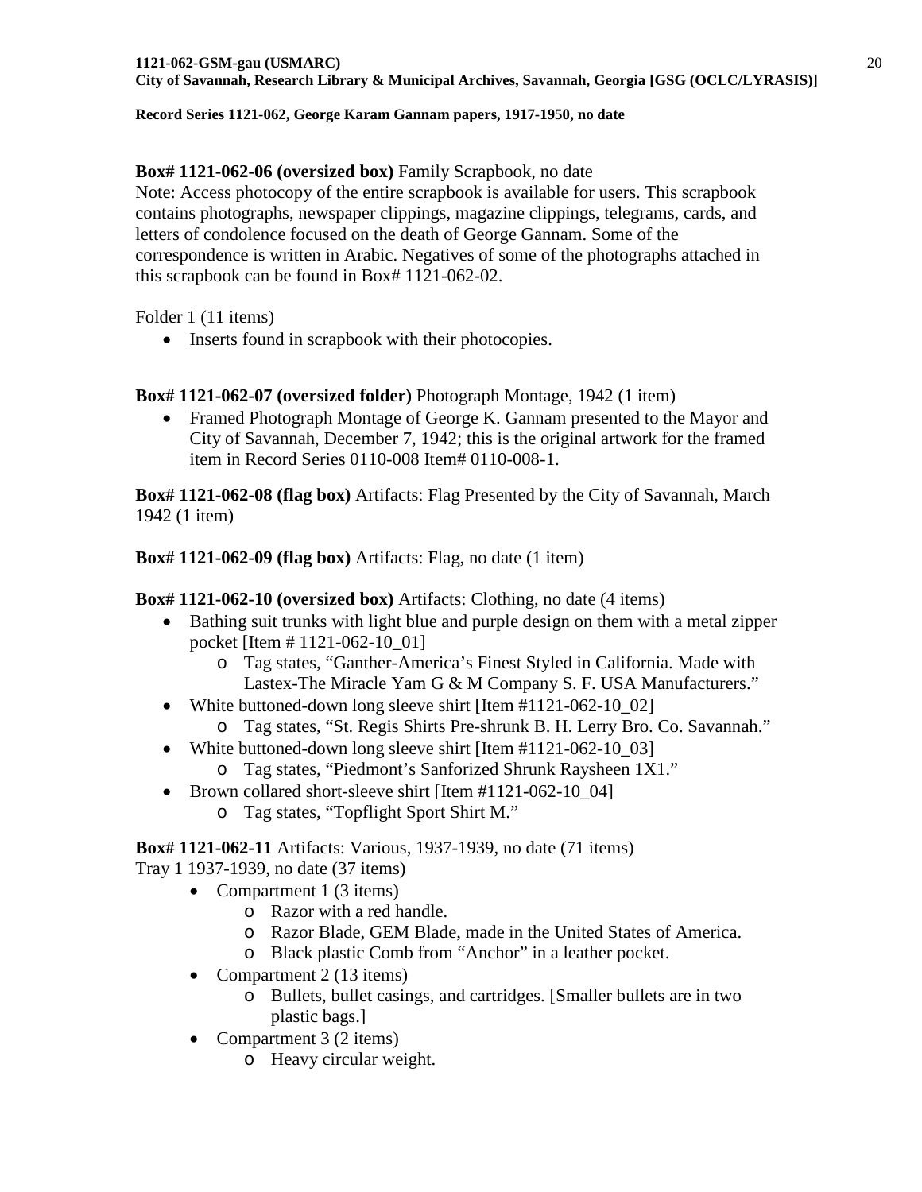**Box# 1121-062-06 (oversized box)** Family Scrapbook, no date

Note: Access photocopy of the entire scrapbook is available for users. This scrapbook contains photographs, newspaper clippings, magazine clippings, telegrams, cards, and letters of condolence focused on the death of George Gannam. Some of the correspondence is written in Arabic. Negatives of some of the photographs attached in this scrapbook can be found in Box# 1121-062-02.

Folder 1 (11 items)

- Inserts found in scrapbook with their photocopies.

**Box# 1121-062-07 (oversized folder)** Photograph Montage, 1942 (1 item)

- Framed Photograph Montage of George K. Gannam presented to the Mayor and City of Savannah, December 7, 1942; this is the original artwork for the framed item in Record Series 0110-008 Item# 0110-008-1.

**Box# 1121-062-08 (flag box)** Artifacts: Flag Presented by the City of Savannah, March 1942 (1 item)

**Box# 1121-062-09 (flag box)** Artifacts: Flag, no date (1 item)

**Box# 1121-062-10 (oversized box)** Artifacts: Clothing, no date (4 items)

- Bathing suit trunks with light blue and purple design on them with a metal zipper pocket [Item # 1121-062-10_01]
  - Tag states, "Ganther-America's Finest Styled in California. Made with Lastex-The Miracle Yam G & M Company S. F. USA Manufacturers."
- White buttoned-down long sleeve shirt [Item #1121-062-10_02]
  - Tag states, "St. Regis Shirts Pre-shrunk B. H. Lerry Bro. Co. Savannah."
- White buttoned-down long sleeve shirt [Item #1121-062-10_03]
  - Tag states, "Piedmont's Sanforized Shrunk Raysheen 1X1."
- Brown collared short-sleeve shirt [Item #1121-062-10_04]
  - Tag states, "Topflight Sport Shirt M."

**Box# 1121-062-11** Artifacts: Various, 1937-1939, no date (71 items)

Tray 1 1937-1939, no date (37 items)

- Compartment 1 (3 items)
  - Razor with a red handle.
  - Razor Blade, GEM Blade, made in the United States of America.
  - Black plastic Comb from "Anchor" in a leather pocket.
- Compartment 2 (13 items)
  - Bullets, bullet casings, and cartridges. [Smaller bullets are in two plastic bags.]
- Compartment 3 (2 items)
  - Heavy circular weight.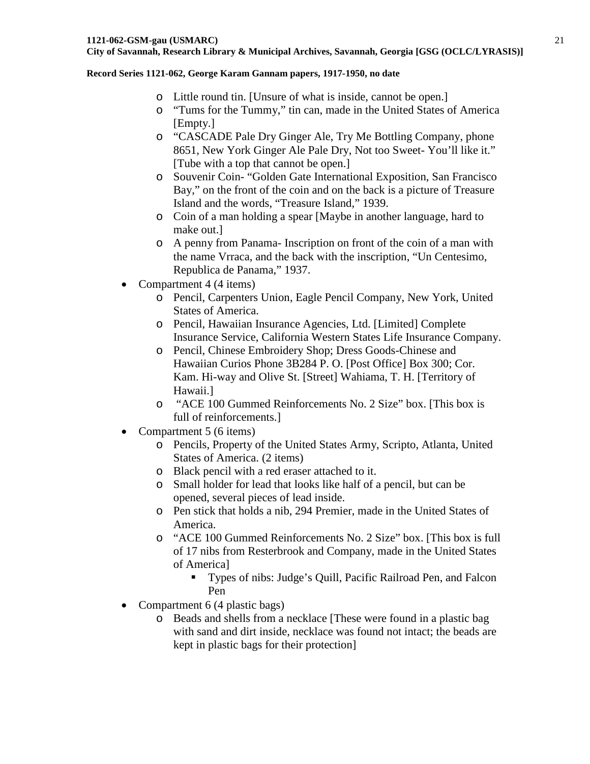- Little round tin. [Unsure of what is inside, cannot be open.]
- “Tums for the Tummy,” tin can, made in the United States of America [Empty.]
- “CASCADE Pale Dry Ginger Ale, Try Me Bottling Company, phone 8651, New York Ginger Ale Pale Dry, Not too Sweet- You’ll like it.” [Tube with a top that cannot be open.]
- Souvenir Coin- “Golden Gate International Exposition, San Francisco Bay,” on the front of the coin and on the back is a picture of Treasure Island and the words, “Treasure Island,” 1939.
- Coin of a man holding a spear [Maybe in another language, hard to make out.]
- A penny from Panama- Inscription on front of the coin of a man with the name Vrraca, and the back with the inscription, “Un Centesimo, Republica de Panama,” 1937.

- Compartment 4 (4 items)
  - Pencil, Carpenters Union, Eagle Pencil Company, New York, United States of America.
  - Pencil, Hawaiian Insurance Agencies, Ltd. [Limited] Complete Insurance Service, California Western States Life Insurance Company.
  - Pencil, Chinese Embroidery Shop; Dress Goods-Chinese and Hawaiian Curios Phone 3B284 P. O. [Post Office] Box 300; Cor. Kam. Hi-way and Olive St. [Street] Wahiama, T. H. [Territory of Hawaii.]
  - “ACE 100 Gummed Reinforcements No. 2 Size” box. [This box is full of reinforcements.]
- Compartment 5 (6 items)
  - Pencils, Property of the United States Army, Scripto, Atlanta, United States of America. (2 items)
  - Black pencil with a red eraser attached to it.
  - Small holder for lead that looks like half of a pencil, but can be opened, several pieces of lead inside.
  - Pen stick that holds a nib, 294 Premier, made in the United States of America.
  - “ACE 100 Gummed Reinforcements No. 2 Size” box. [This box is full of 17 nibs from Resterbrook and Company, made in the United States of America]
    - Types of nibs: Judge’s Quill, Pacific Railroad Pen, and Falcon Pen
- Compartment 6 (4 plastic bags)
  - Beads and shells from a necklace [These were found in a plastic bag with sand and dirt inside, necklace was found not intact; the beads are kept in plastic bags for their protection]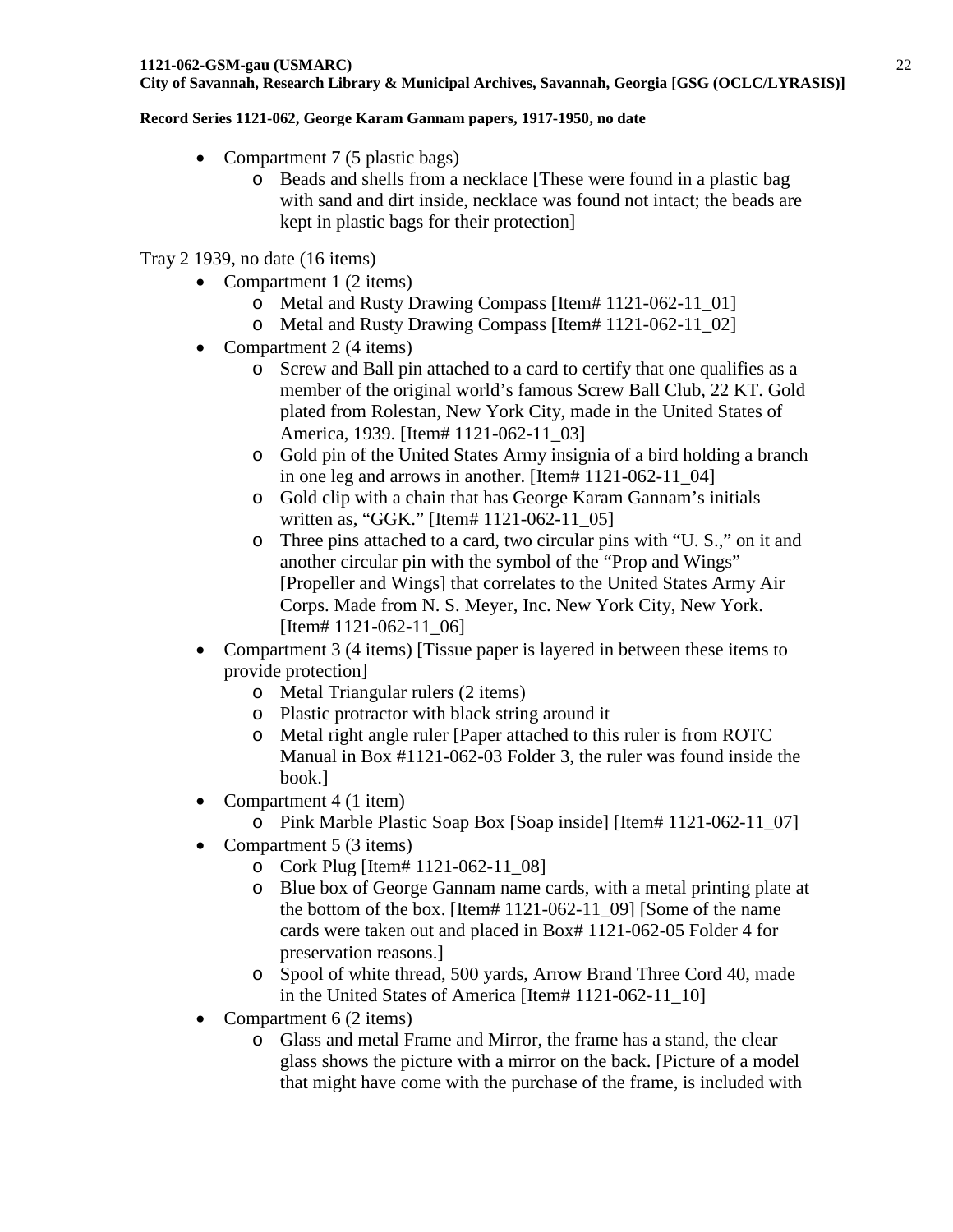- Compartment 7 (5 plastic bags)
    - Beads and shells from a necklace [These were found in a plastic bag with sand and dirt inside, necklace was found not intact; the beads are kept in plastic bags for their protection]

Tray 2 1939, no date (16 items)

- Compartment 1 (2 items)
    - Metal and Rusty Drawing Compass [Item# 1121-062-11_01]
    - Metal and Rusty Drawing Compass [Item# 1121-062-11_02]
- Compartment 2 (4 items)
    - Screw and Ball pin attached to a card to certify that one qualifies as a member of the original world's famous Screw Ball Club, 22 KT. Gold plated from Rolestan, New York City, made in the United States of America, 1939. [Item# 1121-062-11_03]
    - Gold pin of the United States Army insignia of a bird holding a branch in one leg and arrows in another. [Item# 1121-062-11_04]
    - Gold clip with a chain that has George Karam Gannam's initials written as, "GGK." [Item# 1121-062-11_05]
    - Three pins attached to a card, two circular pins with "U. S.," on it and another circular pin with the symbol of the "Prop and Wings" [Propeller and Wings] that correlates to the United States Army Air Corps. Made from N. S. Meyer, Inc. New York City, New York. [Item# 1121-062-11_06]
- Compartment 3 (4 items) [Tissue paper is layered in between these items to provide protection]
    - Metal Triangular rulers (2 items)
    - Plastic protractor with black string around it
    - Metal right angle ruler [Paper attached to this ruler is from ROTC Manual in Box #1121-062-03 Folder 3, the ruler was found inside the book.]
- Compartment 4 (1 item)
    - Pink Marble Plastic Soap Box [Soap inside] [Item# 1121-062-11_07]
- Compartment 5 (3 items)
    - Cork Plug [Item# 1121-062-11_08]
    - Blue box of George Gannam name cards, with a metal printing plate at the bottom of the box. [Item# 1121-062-11_09] [Some of the name cards were taken out and placed in Box# 1121-062-05 Folder 4 for preservation reasons.]
    - Spool of white thread, 500 yards, Arrow Brand Three Cord 40, made in the United States of America [Item# 1121-062-11_10]
- Compartment 6 (2 items)
    - Glass and metal Frame and Mirror, the frame has a stand, the clear glass shows the picture with a mirror on the back. [Picture of a model that might have come with the purchase of the frame, is included with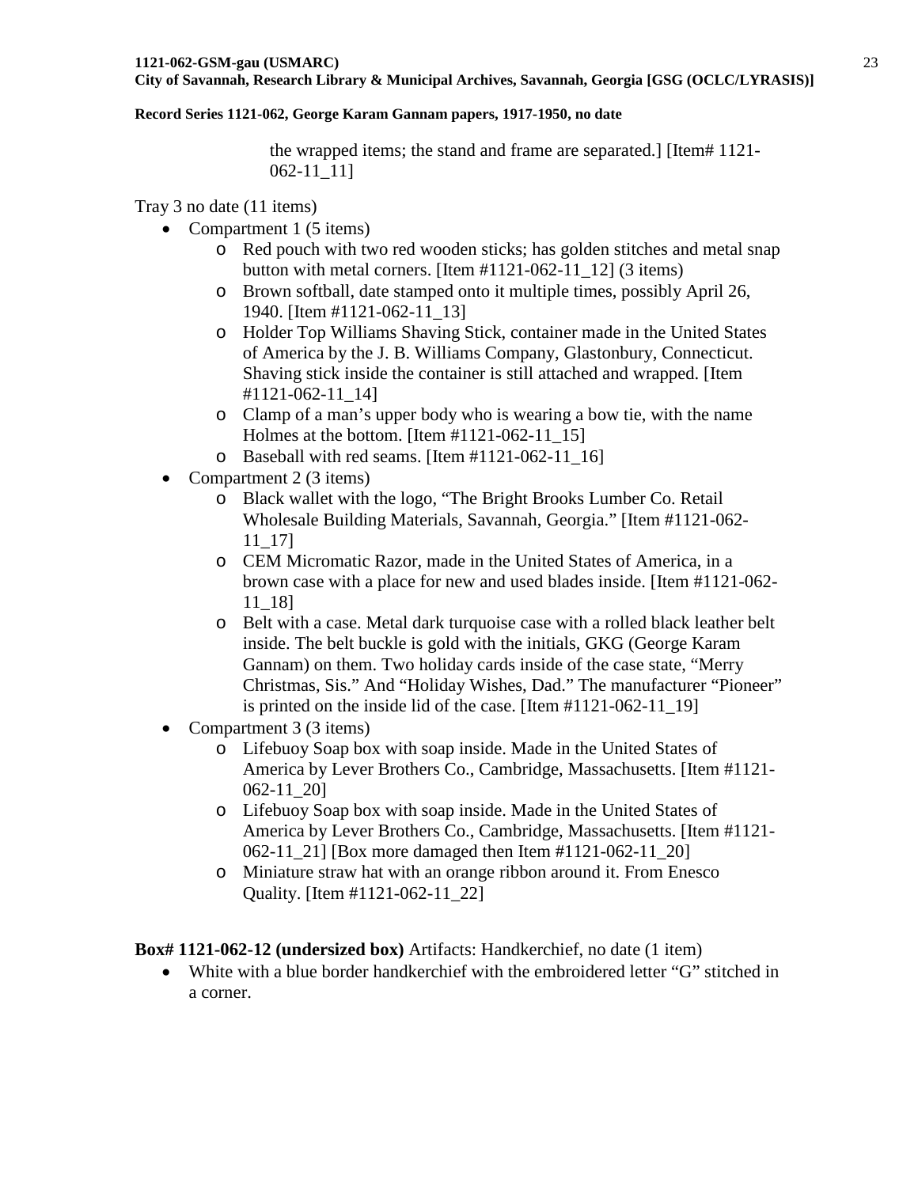the wrapped items; the stand and frame are separated.] [Item# 1121-062-11_11]

Tray 3 no date (11 items)

- Compartment 1 (5 items)
    - Red pouch with two red wooden sticks; has golden stitches and metal snap button with metal corners. [Item #1121-062-11_12] (3 items)
    - Brown softball, date stamped onto it multiple times, possibly April 26, 1940. [Item #1121-062-11_13]
    - Holder Top Williams Shaving Stick, container made in the United States of America by the J. B. Williams Company, Glastonbury, Connecticut. Shaving stick inside the container is still attached and wrapped. [Item #1121-062-11_14]
    - Clamp of a man's upper body who is wearing a bow tie, with the name Holmes at the bottom. [Item #1121-062-11_15]
    - Baseball with red seams. [Item #1121-062-11_16]
- Compartment 2 (3 items)
    - Black wallet with the logo, "The Bright Brooks Lumber Co. Retail Wholesale Building Materials, Savannah, Georgia." [Item #1121-062-11_17]
    - CEM Micromatic Razor, made in the United States of America, in a brown case with a place for new and used blades inside. [Item #1121-062-11_18]
    - Belt with a case. Metal dark turquoise case with a rolled black leather belt inside. The belt buckle is gold with the initials, GKG (George Karam Gannam) on them. Two holiday cards inside of the case state, "Merry Christmas, Sis." And "Holiday Wishes, Dad." The manufacturer "Pioneer" is printed on the inside lid of the case. [Item #1121-062-11_19]
- Compartment 3 (3 items)
    - Lifebuoy Soap box with soap inside. Made in the United States of America by Lever Brothers Co., Cambridge, Massachusetts. [Item #1121-062-11_20]
    - Lifebuoy Soap box with soap inside. Made in the United States of America by Lever Brothers Co., Cambridge, Massachusetts. [Item #1121-062-11_21] [Box more damaged then Item #1121-062-11_20]
    - Miniature straw hat with an orange ribbon around it. From Enesco Quality. [Item #1121-062-11_22]

**Box# 1121-062-12 (undersized box)** Artifacts: Handkerchief, no date (1 item)

- White with a blue border handkerchief with the embroidered letter "G" stitched in a corner.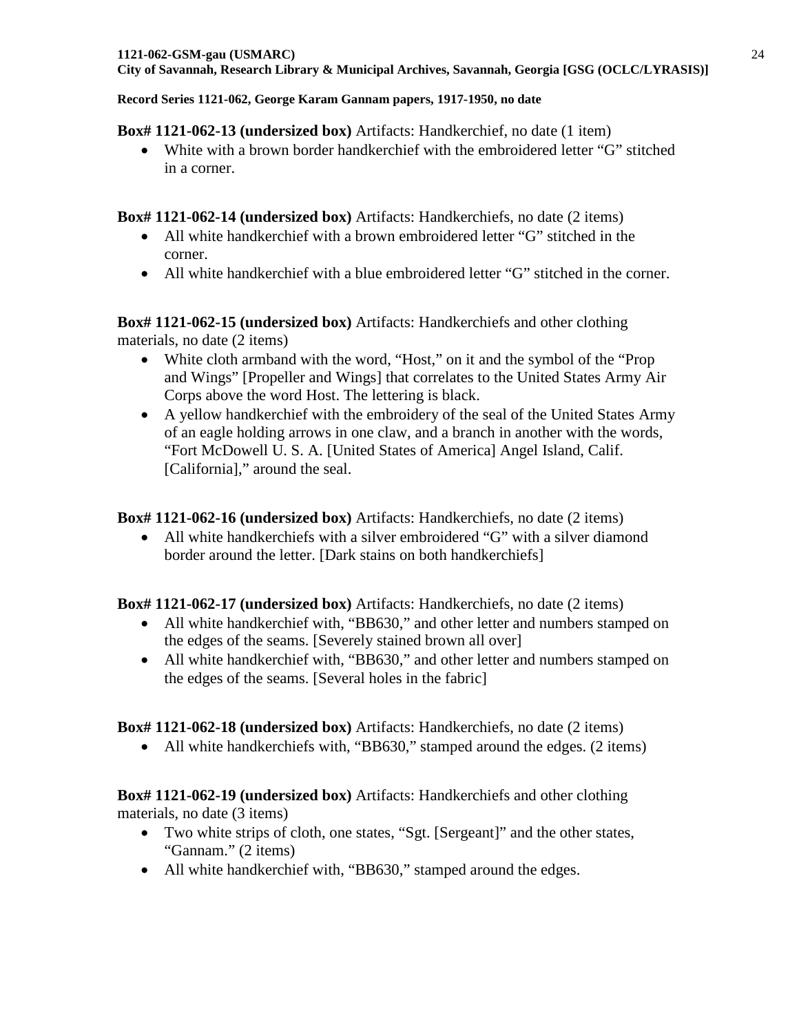**Box# 1121-062-13 (undersized box)** Artifacts: Handkerchief, no date (1 item)

- White with a brown border handkerchief with the embroidered letter "G" stitched in a corner.

**Box# 1121-062-14 (undersized box)** Artifacts: Handkerchiefs, no date (2 items)

- All white handkerchief with a brown embroidered letter "G" stitched in the corner.
- All white handkerchief with a blue embroidered letter "G" stitched in the corner.

**Box# 1121-062-15 (undersized box)** Artifacts: Handkerchiefs and other clothing materials, no date (2 items)

- White cloth armband with the word, "Host," on it and the symbol of the "Prop and Wings" [Propeller and Wings] that correlates to the United States Army Air Corps above the word Host. The lettering is black.
- A yellow handkerchief with the embroidery of the seal of the United States Army of an eagle holding arrows in one claw, and a branch in another with the words, "Fort McDowell U. S. A. [United States of America] Angel Island, Calif. [California]," around the seal.

**Box# 1121-062-16 (undersized box)** Artifacts: Handkerchiefs, no date (2 items)

- All white handkerchiefs with a silver embroidered "G" with a silver diamond border around the letter. [Dark stains on both handkerchiefs]

**Box# 1121-062-17 (undersized box)** Artifacts: Handkerchiefs, no date (2 items)

- All white handkerchief with, "BB630," and other letter and numbers stamped on the edges of the seams. [Severely stained brown all over]
- All white handkerchief with, "BB630," and other letter and numbers stamped on the edges of the seams. [Several holes in the fabric]

**Box# 1121-062-18 (undersized box)** Artifacts: Handkerchiefs, no date (2 items)

- All white handkerchiefs with, "BB630," stamped around the edges. (2 items)

**Box# 1121-062-19 (undersized box)** Artifacts: Handkerchiefs and other clothing materials, no date (3 items)

- Two white strips of cloth, one states, "Sgt. [Sergeant]" and the other states, "Gannam." (2 items)
- All white handkerchief with, "BB630," stamped around the edges.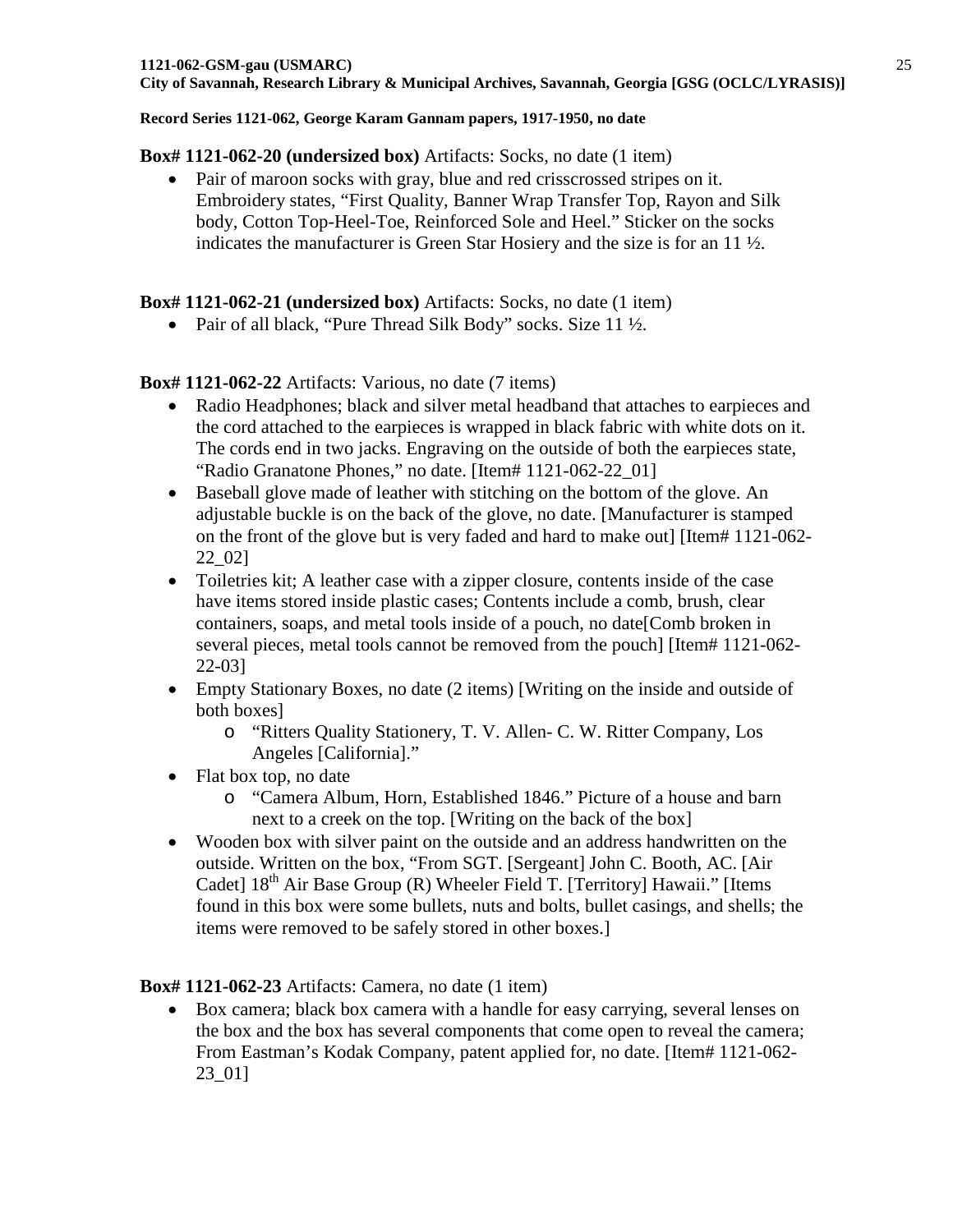**Box# 1121-062-20 (undersized box)** Artifacts: Socks, no date (1 item)

- Pair of maroon socks with gray, blue and red crisscrossed stripes on it. Embroidery states, "First Quality, Banner Wrap Transfer Top, Rayon and Silk body, Cotton Top-Heel-Toe, Reinforced Sole and Heel." Sticker on the socks indicates the manufacturer is Green Star Hosiery and the size is for an 11 ½.

**Box# 1121-062-21 (undersized box)** Artifacts: Socks, no date (1 item)

- Pair of all black, "Pure Thread Silk Body" socks. Size 11 ½.

**Box# 1121-062-22** Artifacts: Various, no date (7 items)

- Radio Headphones; black and silver metal headband that attaches to earpieces and the cord attached to the earpieces is wrapped in black fabric with white dots on it. The cords end in two jacks. Engraving on the outside of both the earpieces state, "Radio Granatone Phones," no date. [Item# 1121-062-22_01]
- Baseball glove made of leather with stitching on the bottom of the glove. An adjustable buckle is on the back of the glove, no date. [Manufacturer is stamped on the front of the glove but is very faded and hard to make out] [Item# 1121-062-22_02]
- Toiletries kit; A leather case with a zipper closure, contents inside of the case have items stored inside plastic cases; Contents include a comb, brush, clear containers, soaps, and metal tools inside of a pouch, no date[Comb broken in several pieces, metal tools cannot be removed from the pouch] [Item# 1121-062-22-03]
- Empty Stationary Boxes, no date (2 items) [Writing on the inside and outside of both boxes]
    - "Ritters Quality Stationery, T. V. Allen- C. W. Ritter Company, Los Angeles [California]."
- Flat box top, no date
    - "Camera Album, Horn, Established 1846." Picture of a house and barn next to a creek on the top. [Writing on the back of the box]
- Wooden box with silver paint on the outside and an address handwritten on the outside. Written on the box, "From SGT. [Sergeant] John C. Booth, AC. [Air Cadet] 18th Air Base Group (R) Wheeler Field T. [Territory] Hawaii." [Items found in this box were some bullets, nuts and bolts, bullet casings, and shells; the items were removed to be safely stored in other boxes.]

**Box# 1121-062-23** Artifacts: Camera, no date (1 item)

- Box camera; black box camera with a handle for easy carrying, several lenses on the box and the box has several components that come open to reveal the camera; From Eastman's Kodak Company, patent applied for, no date. [Item# 1121-062-23_01]